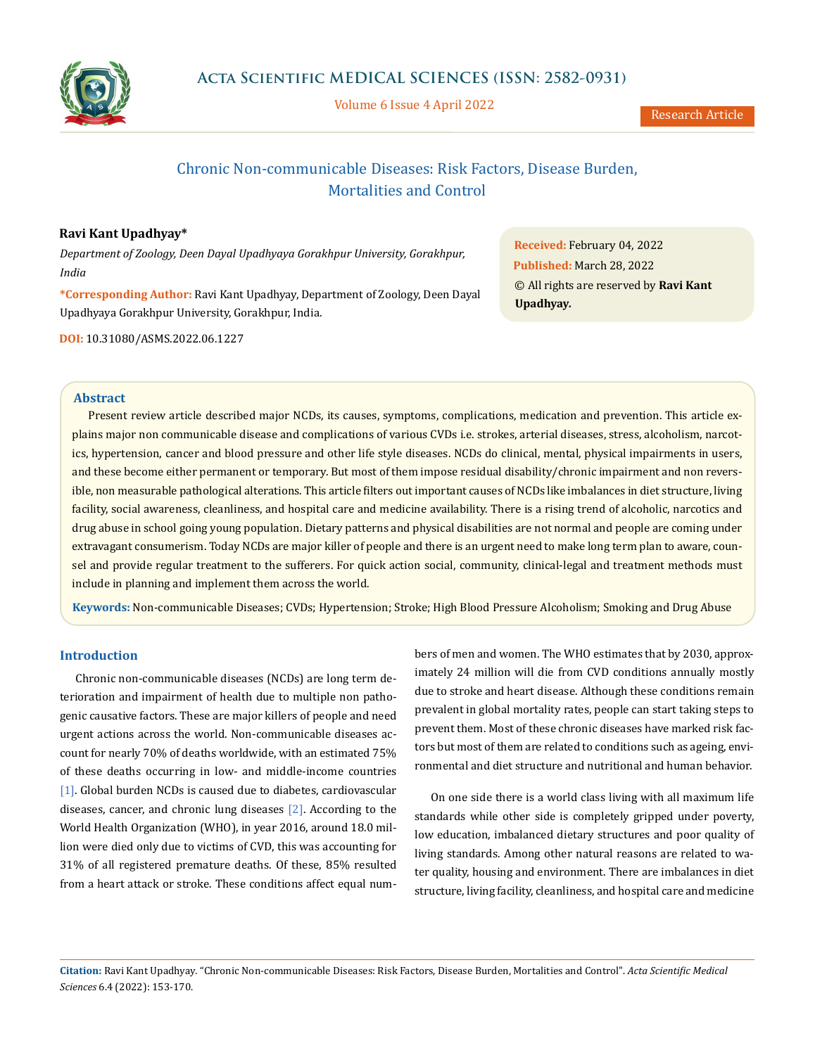Research Article

# Chronic Non-communicable Diseases: Risk Factors, Disease Burden, Mortalities and Control

**Ravi Kant Upadhyay***

*Department of Zoology, Deen Dayal Upadhyaya Gorakhpur University, Gorakhpur, India*

***Corresponding Author:** Ravi Kant Upadhyay, Department of Zoology, Deen Dayal Upadhyaya Gorakhpur University, Gorakhpur, India.

**DOI:** 10.31080/ASMS.2022.06.1227

**Received:** February 04, 2022
**Published:** March 28, 2022
© All rights are reserved by **Ravi Kant Upadhyay.**

## Abstract

Present review article described major NCDs, its causes, symptoms, complications, medication and prevention. This article explains major non communicable disease and complications of various CVDs i.e. strokes, arterial diseases, stress, alcoholism, narcotics, hypertension, cancer and blood pressure and other life style diseases. NCDs do clinical, mental, physical impairments in users, and these become either permanent or temporary. But most of them impose residual disability/chronic impairment and non reversible, non measurable pathological alterations. This article filters out important causes of NCDs like imbalances in diet structure, living facility, social awareness, cleanliness, and hospital care and medicine availability. There is a rising trend of alcoholic, narcotics and drug abuse in school going young population. Dietary patterns and physical disabilities are not normal and people are coming under extravagant consumerism. Today NCDs are major killer of people and there is an urgent need to make long term plan to aware, counsel and provide regular treatment to the sufferers. For quick action social, community, clinical-legal and treatment methods must include in planning and implement them across the world.

**Keywords:** Non-communicable Diseases; CVDs; Hypertension; Stroke; High Blood Pressure Alcoholism; Smoking and Drug Abuse

## Introduction

Chronic non-communicable diseases (NCDs) are long term deterioration and impairment of health due to multiple non pathogenic causative factors. These are major killers of people and need urgent actions across the world. Non-communicable diseases account for nearly 70% of deaths worldwide, with an estimated 75% of these deaths occurring in low- and middle-income countries [1]. Global burden NCDs is caused due to diabetes, cardiovascular diseases, cancer, and chronic lung diseases [2]. According to the World Health Organization (WHO), in year 2016, around 18.0 million were died only due to victims of CVD, this was accounting for 31% of all registered premature deaths. Of these, 85% resulted from a heart attack or stroke. These conditions affect equal numbers of men and women. The WHO estimates that by 2030, approximately 24 million will die from CVD conditions annually mostly due to stroke and heart disease. Although these conditions remain prevalent in global mortality rates, people can start taking steps to prevent them. Most of these chronic diseases have marked risk factors but most of them are related to conditions such as ageing, environmental and diet structure and nutritional and human behavior.

On one side there is a world class living with all maximum life standards while other side is completely gripped under poverty, low education, imbalanced dietary structures and poor quality of living standards. Among other natural reasons are related to water quality, housing and environment. There are imbalances in diet structure, living facility, cleanliness, and hospital care and medicine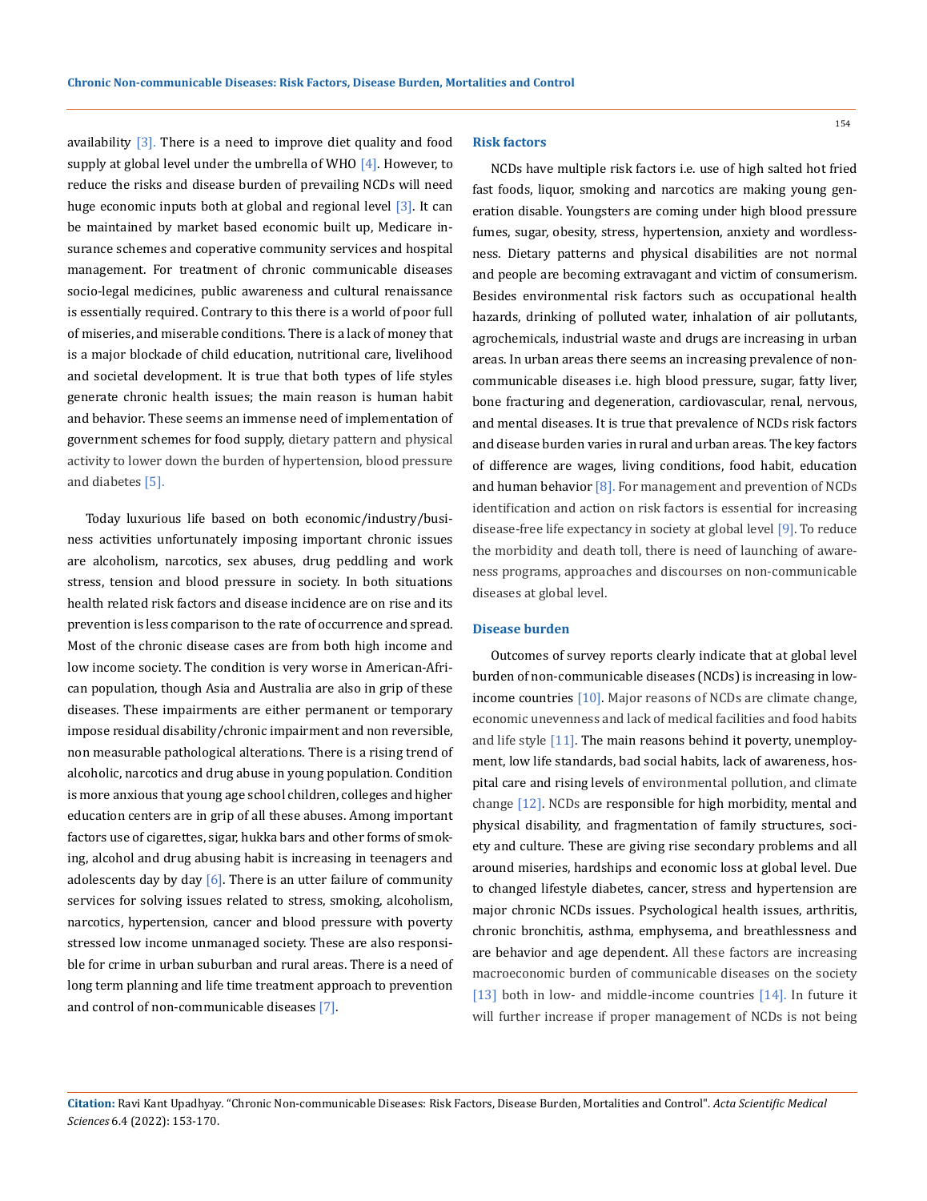availability [3]. There is a need to improve diet quality and food supply at global level under the umbrella of WHO [4]. However, to reduce the risks and disease burden of prevailing NCDs will need huge economic inputs both at global and regional level [3]. It can be maintained by market based economic built up, Medicare insurance schemes and coperative community services and hospital management. For treatment of chronic communicable diseases socio-legal medicines, public awareness and cultural renaissance is essentially required. Contrary to this there is a world of poor full of miseries, and miserable conditions. There is a lack of money that is a major blockade of child education, nutritional care, livelihood and societal development. It is true that both types of life styles generate chronic health issues; the main reason is human habit and behavior. These seems an immense need of implementation of government schemes for food supply, dietary pattern and physical activity to lower down the burden of hypertension, blood pressure and diabetes [5].

Today luxurious life based on both economic/industry/business activities unfortunately imposing important chronic issues are alcoholism, narcotics, sex abuses, drug peddling and work stress, tension and blood pressure in society. In both situations health related risk factors and disease incidence are on rise and its prevention is less comparison to the rate of occurrence and spread. Most of the chronic disease cases are from both high income and low income society. The condition is very worse in American-African population, though Asia and Australia are also in grip of these diseases. These impairments are either permanent or temporary impose residual disability/chronic impairment and non reversible, non measurable pathological alterations. There is a rising trend of alcoholic, narcotics and drug abuse in young population. Condition is more anxious that young age school children, colleges and higher education centers are in grip of all these abuses. Among important factors use of cigarettes, sigar, hukka bars and other forms of smoking, alcohol and drug abusing habit is increasing in teenagers and adolescents day by day [6]. There is an utter failure of community services for solving issues related to stress, smoking, alcoholism, narcotics, hypertension, cancer and blood pressure with poverty stressed low income unmanaged society. These are also responsible for crime in urban suburban and rural areas. There is a need of long term planning and life time treatment approach to prevention and control of non-communicable diseases [7].

## Risk factors

NCDs have multiple risk factors i.e. use of high salted hot fried fast foods, liquor, smoking and narcotics are making young generation disable. Youngsters are coming under high blood pressure fumes, sugar, obesity, stress, hypertension, anxiety and wordlessness. Dietary patterns and physical disabilities are not normal and people are becoming extravagant and victim of consumerism. Besides environmental risk factors such as occupational health hazards, drinking of polluted water, inhalation of air pollutants, agrochemicals, industrial waste and drugs are increasing in urban areas. In urban areas there seems an increasing prevalence of non-communicable diseases i.e. high blood pressure, sugar, fatty liver, bone fracturing and degeneration, cardiovascular, renal, nervous, and mental diseases. It is true that prevalence of NCDs risk factors and disease burden varies in rural and urban areas. The key factors of difference are wages, living conditions, food habit, education and human behavior [8]. For management and prevention of NCDs identification and action on risk factors is essential for increasing disease-free life expectancy in society at global level [9]. To reduce the morbidity and death toll, there is need of launching of awareness programs, approaches and discourses on non-communicable diseases at global level.

## Disease burden

Outcomes of survey reports clearly indicate that at global level burden of non-communicable diseases (NCDs) is increasing in low-income countries [10]. Major reasons of NCDs are climate change, economic unevenness and lack of medical facilities and food habits and life style [11]. The main reasons behind it poverty, unemployment, low life standards, bad social habits, lack of awareness, hospital care and rising levels of environmental pollution, and climate change [12]. NCDs are responsible for high morbidity, mental and physical disability, and fragmentation of family structures, society and culture. These are giving rise secondary problems and all around miseries, hardships and economic loss at global level. Due to changed lifestyle diabetes, cancer, stress and hypertension are major chronic NCDs issues. Psychological health issues, arthritis, chronic bronchitis, asthma, emphysema, and breathlessness and are behavior and age dependent. All these factors are increasing macroeconomic burden of communicable diseases on the society [13] both in low- and middle-income countries [14]. In future it will further increase if proper management of NCDs is not being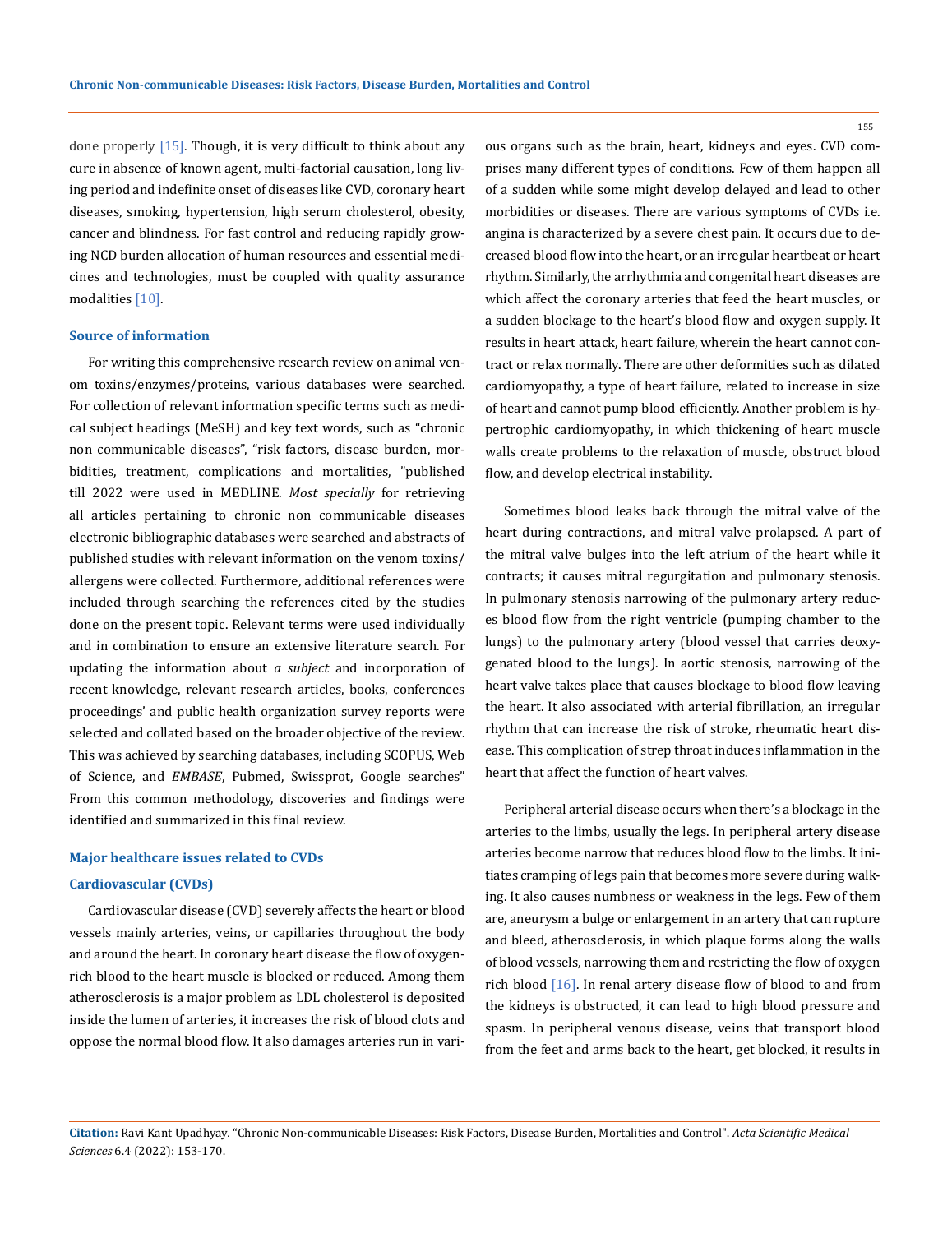done properly [15]. Though, it is very difficult to think about any cure in absence of known agent, multi-factorial causation, long living period and indefinite onset of diseases like CVD, coronary heart diseases, smoking, hypertension, high serum cholesterol, obesity, cancer and blindness. For fast control and reducing rapidly growing NCD burden allocation of human resources and essential medicines and technologies, must be coupled with quality assurance modalities [10].

### Source of information

For writing this comprehensive research review on animal venom toxins/enzymes/proteins, various databases were searched. For collection of relevant information specific terms such as medical subject headings (MeSH) and key text words, such as "chronic non communicable diseases", "risk factors, disease burden, morbidities, treatment, complications and mortalities, "published till 2022 were used in MEDLINE. *Most specially* for retrieving all articles pertaining to chronic non communicable diseases electronic bibliographic databases were searched and abstracts of published studies with relevant information on the venom toxins/allergens were collected. Furthermore, additional references were included through searching the references cited by the studies done on the present topic. Relevant terms were used individually and in combination to ensure an extensive literature search. For updating the information about *a subject* and incorporation of recent knowledge, relevant research articles, books, conferences proceedings' and public health organization survey reports were selected and collated based on the broader objective of the review. This was achieved by searching databases, including SCOPUS, Web of Science, and *EMBASE*, Pubmed, Swissprot, Google searches" From this common methodology, discoveries and findings were identified and summarized in this final review.

### Major healthcare issues related to CVDs

#### Cardiovascular (CVDs)

Cardiovascular disease (CVD) severely affects the heart or blood vessels mainly arteries, veins, or capillaries throughout the body and around the heart. In coronary heart disease the flow of oxygen-rich blood to the heart muscle is blocked or reduced. Among them atherosclerosis is a major problem as LDL cholesterol is deposited inside the lumen of arteries, it increases the risk of blood clots and oppose the normal blood flow. It also damages arteries run in various organs such as the brain, heart, kidneys and eyes. CVD comprises many different types of conditions. Few of them happen all of a sudden while some might develop delayed and lead to other morbidities or diseases. There are various symptoms of CVDs i.e. angina is characterized by a severe chest pain. It occurs due to decreased blood flow into the heart, or an irregular heartbeat or heart rhythm. Similarly, the arrhythmia and congenital heart diseases are which affect the coronary arteries that feed the heart muscles, or a sudden blockage to the heart's blood flow and oxygen supply. It results in heart attack, heart failure, wherein the heart cannot contract or relax normally. There are other deformities such as dilated cardiomyopathy, a type of heart failure, related to increase in size of heart and cannot pump blood efficiently. Another problem is hypertrophic cardiomyopathy, in which thickening of heart muscle walls create problems to the relaxation of muscle, obstruct blood flow, and develop electrical instability.

Sometimes blood leaks back through the mitral valve of the heart during contractions, and mitral valve prolapsed. A part of the mitral valve bulges into the left atrium of the heart while it contracts; it causes mitral regurgitation and pulmonary stenosis. In pulmonary stenosis narrowing of the pulmonary artery reduces blood flow from the right ventricle (pumping chamber to the lungs) to the pulmonary artery (blood vessel that carries deoxygenated blood to the lungs). In aortic stenosis, narrowing of the heart valve takes place that causes blockage to blood flow leaving the heart. It also associated with arterial fibrillation, an irregular rhythm that can increase the risk of stroke, rheumatic heart disease. This complication of strep throat induces inflammation in the heart that affect the function of heart valves.

Peripheral arterial disease occurs when there's a blockage in the arteries to the limbs, usually the legs. In peripheral artery disease arteries become narrow that reduces blood flow to the limbs. It initiates cramping of legs pain that becomes more severe during walking. It also causes numbness or weakness in the legs. Few of them are, aneurysm a bulge or enlargement in an artery that can rupture and bleed, atherosclerosis, in which plaque forms along the walls of blood vessels, narrowing them and restricting the flow of oxygen rich blood [16]. In renal artery disease flow of blood to and from the kidneys is obstructed, it can lead to high blood pressure and spasm. In peripheral venous disease, veins that transport blood from the feet and arms back to the heart, get blocked, it results in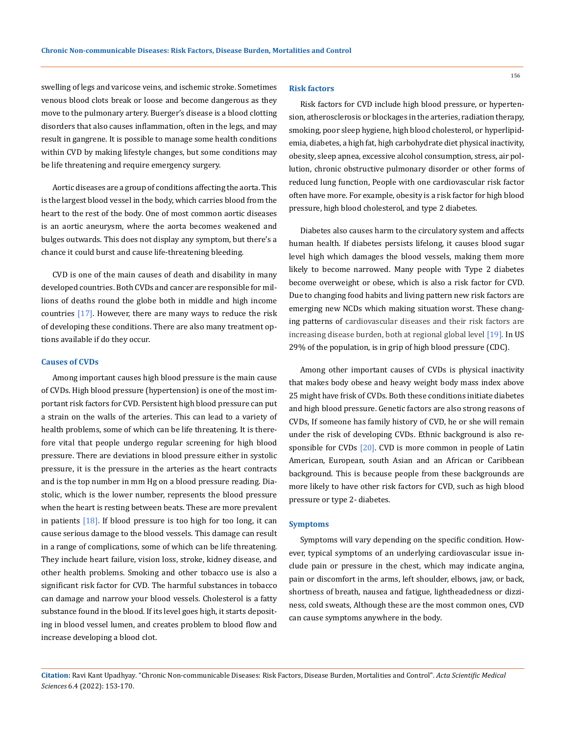swelling of legs and varicose veins, and ischemic stroke. Sometimes venous blood clots break or loose and become dangerous as they move to the pulmonary artery. Buerger's disease is a blood clotting disorders that also causes inflammation, often in the legs, and may result in gangrene. It is possible to manage some health conditions within CVD by making lifestyle changes, but some conditions may be life threatening and require emergency surgery.

Aortic diseases are a group of conditions affecting the aorta. This is the largest blood vessel in the body, which carries blood from the heart to the rest of the body. One of most common aortic diseases is an aortic aneurysm, where the aorta becomes weakened and bulges outwards. This does not display any symptom, but there's a chance it could burst and cause life-threatening bleeding.

CVD is one of the main causes of death and disability in many developed countries. Both CVDs and cancer are responsible for millions of deaths round the globe both in middle and high income countries [17]. However, there are many ways to reduce the risk of developing these conditions. There are also many treatment options available if do they occur.

### Causes of CVDs

Among important causes high blood pressure is the main cause of CVDs. High blood pressure (hypertension) is one of the most important risk factors for CVD. Persistent high blood pressure can put a strain on the walls of the arteries. This can lead to a variety of health problems, some of which can be life threatening. It is therefore vital that people undergo regular screening for high blood pressure. There are deviations in blood pressure either in systolic pressure, it is the pressure in the arteries as the heart contracts and is the top number in mm Hg on a blood pressure reading. Diastolic, which is the lower number, represents the blood pressure when the heart is resting between beats. These are more prevalent in patients [18]. If blood pressure is too high for too long, it can cause serious damage to the blood vessels. This damage can result in a range of complications, some of which can be life threatening. They include heart failure, vision loss, stroke, kidney disease, and other health problems. Smoking and other tobacco use is also a significant risk factor for CVD. The harmful substances in tobacco can damage and narrow your blood vessels. Cholesterol is a fatty substance found in the blood. If its level goes high, it starts depositing in blood vessel lumen, and creates problem to blood flow and increase developing a blood clot.

### Risk factors

Risk factors for CVD include high blood pressure, or hypertension, atherosclerosis or blockages in the arteries, radiation therapy, smoking, poor sleep hygiene, high blood cholesterol, or hyperlipidemia, diabetes, a high fat, high carbohydrate diet physical inactivity, obesity, sleep apnea, excessive alcohol consumption, stress, air pollution, chronic obstructive pulmonary disorder or other forms of reduced lung function, People with one cardiovascular risk factor often have more. For example, obesity is a risk factor for high blood pressure, high blood cholesterol, and type 2 diabetes.

Diabetes also causes harm to the circulatory system and affects human health. If diabetes persists lifelong, it causes blood sugar level high which damages the blood vessels, making them more likely to become narrowed. Many people with Type 2 diabetes become overweight or obese, which is also a risk factor for CVD. Due to changing food habits and living pattern new risk factors are emerging new NCDs which making situation worst. These changing patterns of cardiovascular diseases and their risk factors are increasing disease burden, both at regional global level [19]. In US 29% of the population, is in grip of high blood pressure (CDC).

Among other important causes of CVDs is physical inactivity that makes body obese and heavy weight body mass index above 25 might have frisk of CVDs. Both these conditions initiate diabetes and high blood pressure. Genetic factors are also strong reasons of CVDs, If someone has family history of CVD, he or she will remain under the risk of developing CVDs. Ethnic background is also responsible for CVDs [20]. CVD is more common in people of Latin American, European, south Asian and an African or Caribbean background. This is because people from these backgrounds are more likely to have other risk factors for CVD, such as high blood pressure or type 2- diabetes.

### Symptoms

Symptoms will vary depending on the specific condition. However, typical symptoms of an underlying cardiovascular issue include pain or pressure in the chest, which may indicate angina, pain or discomfort in the arms, left shoulder, elbows, jaw, or back, shortness of breath, nausea and fatigue, lightheadedness or dizziness, cold sweats, Although these are the most common ones, CVD can cause symptoms anywhere in the body.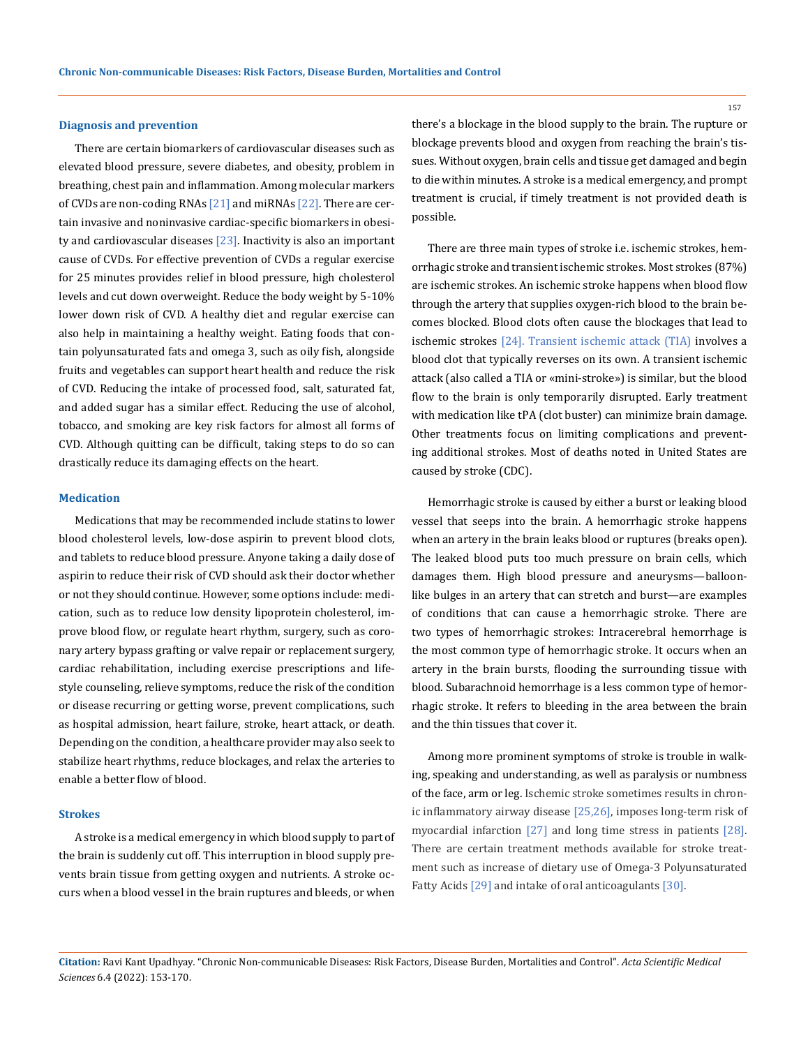### Diagnosis and prevention

There are certain biomarkers of cardiovascular diseases such as elevated blood pressure, severe diabetes, and obesity, problem in breathing, chest pain and inflammation. Among molecular markers of CVDs are non-coding RNAs [21] and miRNAs [22]. There are certain invasive and noninvasive cardiac-specific biomarkers in obesity and cardiovascular diseases [23]. Inactivity is also an important cause of CVDs. For effective prevention of CVDs a regular exercise for 25 minutes provides relief in blood pressure, high cholesterol levels and cut down overweight. Reduce the body weight by 5-10% lower down risk of CVD. A healthy diet and regular exercise can also help in maintaining a healthy weight. Eating foods that contain polyunsaturated fats and omega 3, such as oily fish, alongside fruits and vegetables can support heart health and reduce the risk of CVD. Reducing the intake of processed food, salt, saturated fat, and added sugar has a similar effect. Reducing the use of alcohol, tobacco, and smoking are key risk factors for almost all forms of CVD. Although quitting can be difficult, taking steps to do so can drastically reduce its damaging effects on the heart.

### Medication

Medications that may be recommended include statins to lower blood cholesterol levels, low-dose aspirin to prevent blood clots, and tablets to reduce blood pressure. Anyone taking a daily dose of aspirin to reduce their risk of CVD should ask their doctor whether or not they should continue. However, some options include: medication, such as to reduce low density lipoprotein cholesterol, improve blood flow, or regulate heart rhythm, surgery, such as coronary artery bypass grafting or valve repair or replacement surgery, cardiac rehabilitation, including exercise prescriptions and lifestyle counseling, relieve symptoms, reduce the risk of the condition or disease recurring or getting worse, prevent complications, such as hospital admission, heart failure, stroke, heart attack, or death. Depending on the condition, a healthcare provider may also seek to stabilize heart rhythms, reduce blockages, and relax the arteries to enable a better flow of blood.

### Strokes

A stroke is a medical emergency in which blood supply to part of the brain is suddenly cut off. This interruption in blood supply prevents brain tissue from getting oxygen and nutrients. A stroke occurs when a blood vessel in the brain ruptures and bleeds, or when there's a blockage in the blood supply to the brain. The rupture or blockage prevents blood and oxygen from reaching the brain's tissues. Without oxygen, brain cells and tissue get damaged and begin to die within minutes. A stroke is a medical emergency, and prompt treatment is crucial, if timely treatment is not provided death is possible.

There are three main types of stroke i.e. ischemic strokes, hemorrhagic stroke and transient ischemic strokes. Most strokes (87%) are ischemic strokes. An ischemic stroke happens when blood flow through the artery that supplies oxygen-rich blood to the brain becomes blocked. Blood clots often cause the blockages that lead to ischemic strokes [24]. Transient ischemic attack (TIA) involves a blood clot that typically reverses on its own. A transient ischemic attack (also called a TIA or «mini-stroke») is similar, but the blood flow to the brain is only temporarily disrupted. Early treatment with medication like tPA (clot buster) can minimize brain damage. Other treatments focus on limiting complications and preventing additional strokes. Most of deaths noted in United States are caused by stroke (CDC).

Hemorrhagic stroke is caused by either a burst or leaking blood vessel that seeps into the brain. A hemorrhagic stroke happens when an artery in the brain leaks blood or ruptures (breaks open). The leaked blood puts too much pressure on brain cells, which damages them. High blood pressure and aneurysms—balloon-like bulges in an artery that can stretch and burst—are examples of conditions that can cause a hemorrhagic stroke. There are two types of hemorrhagic strokes: Intracerebral hemorrhage is the most common type of hemorrhagic stroke. It occurs when an artery in the brain bursts, flooding the surrounding tissue with blood. Subarachnoid hemorrhage is a less common type of hemorrhagic stroke. It refers to bleeding in the area between the brain and the thin tissues that cover it.

Among more prominent symptoms of stroke is trouble in walking, speaking and understanding, as well as paralysis or numbness of the face, arm or leg. Ischemic stroke sometimes results in chronic inflammatory airway disease [25,26], imposes long-term risk of myocardial infarction [27] and long time stress in patients [28]. There are certain treatment methods available for stroke treatment such as increase of dietary use of Omega-3 Polyunsaturated Fatty Acids [29] and intake of oral anticoagulants [30].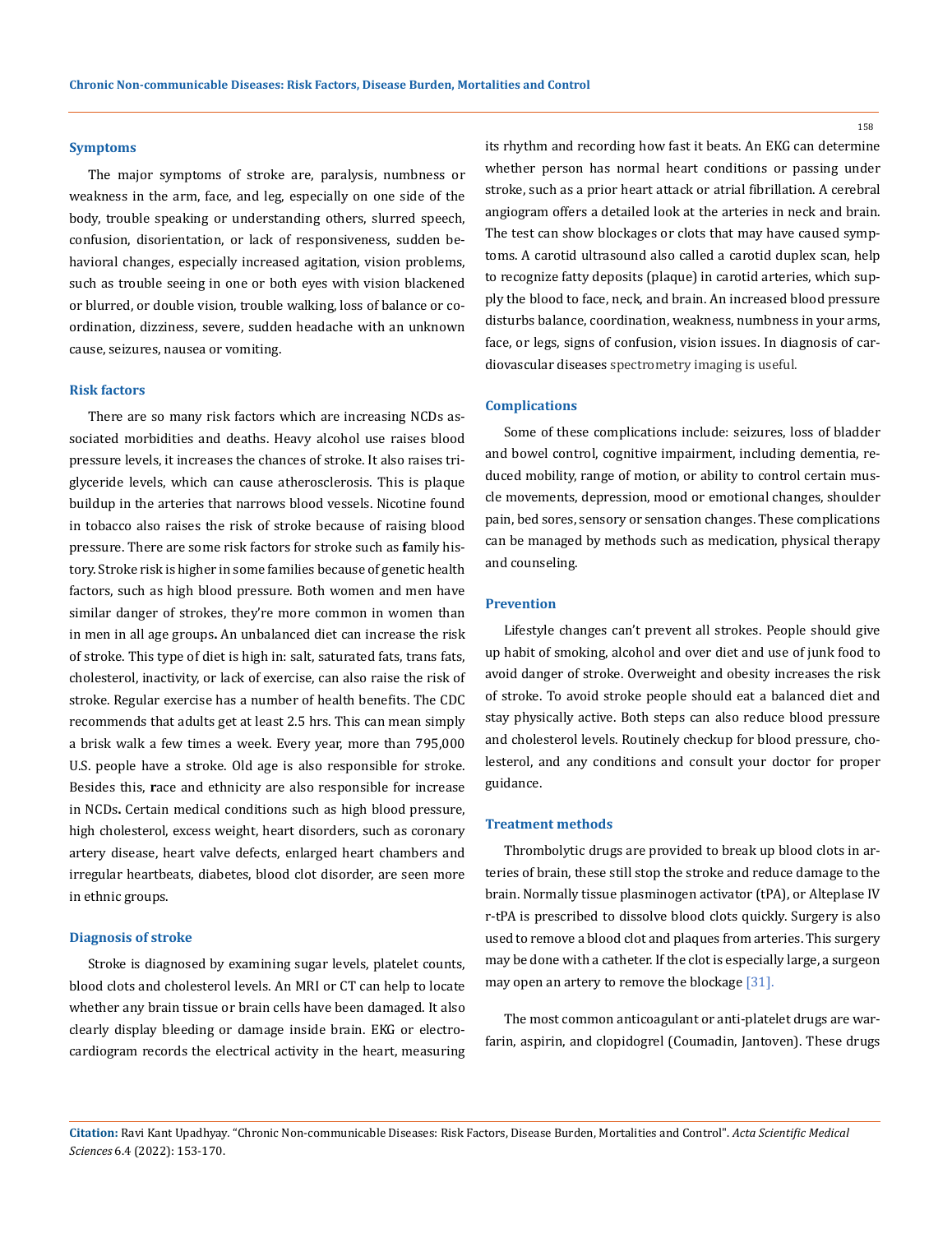### Symptoms

The major symptoms of stroke are, paralysis, numbness or weakness in the arm, face, and leg, especially on one side of the body, trouble speaking or understanding others, slurred speech, confusion, disorientation, or lack of responsiveness, sudden behavioral changes, especially increased agitation, vision problems, such as trouble seeing in one or both eyes with vision blackened or blurred, or double vision, trouble walking, loss of balance or coordination, dizziness, severe, sudden headache with an unknown cause, seizures, nausea or vomiting.

### Risk factors

There are so many risk factors which are increasing NCDs associated morbidities and deaths. Heavy alcohol use raises blood pressure levels, it increases the chances of stroke. It also raises triglyceride levels, which can cause atherosclerosis. This is plaque buildup in the arteries that narrows blood vessels. Nicotine found in tobacco also raises the risk of stroke because of raising blood pressure. There are some risk factors for stroke such as **f**amily history. Stroke risk is higher in some families because of genetic health factors, such as high blood pressure. Both women and men have similar danger of strokes, they're more common in women than in men in all age groups**.** An unbalanced diet can increase the risk of stroke. This type of diet is high in: salt, saturated fats, trans fats, cholesterol, inactivity, or lack of exercise, can also raise the risk of stroke. Regular exercise has a number of health benefits. The CDC recommends that adults get at least 2.5 hrs. This can mean simply a brisk walk a few times a week. Every year, more than 795,000 U.S. people have a stroke. Old age is also responsible for stroke. Besides this, **r**ace and ethnicity are also responsible for increase in NCDs**.** Certain medical conditions such as high blood pressure, high cholesterol, excess weight, heart disorders, such as coronary artery disease, heart valve defects, enlarged heart chambers and irregular heartbeats, diabetes, blood clot disorder, are seen more in ethnic groups.

### Diagnosis of stroke

Stroke is diagnosed by examining sugar levels, platelet counts, blood clots and cholesterol levels. An MRI or CT can help to locate whether any brain tissue or brain cells have been damaged. It also clearly display bleeding or damage inside brain. EKG or electrocardiogram records the electrical activity in the heart, measuring its rhythm and recording how fast it beats. An EKG can determine whether person has normal heart conditions or passing under stroke, such as a prior heart attack or atrial fibrillation. A cerebral angiogram offers a detailed look at the arteries in neck and brain. The test can show blockages or clots that may have caused symptoms. A carotid ultrasound also called a carotid duplex scan, help to recognize fatty deposits (plaque) in carotid arteries, which supply the blood to face, neck, and brain. An increased blood pressure disturbs balance, coordination, weakness, numbness in your arms, face, or legs, signs of confusion, vision issues. In diagnosis of cardiovascular diseases spectrometry imaging is useful.

### Complications

Some of these complications include: seizures, loss of bladder and bowel control, cognitive impairment, including dementia, reduced mobility, range of motion, or ability to control certain muscle movements, depression, mood or emotional changes, shoulder pain, bed sores, sensory or sensation changes. These complications can be managed by methods such as medication, physical therapy and counseling.

### Prevention

Lifestyle changes can't prevent all strokes. People should give up habit of smoking, alcohol and over diet and use of junk food to avoid danger of stroke. Overweight and obesity increases the risk of stroke. To avoid stroke people should eat a balanced diet and stay physically active. Both steps can also reduce blood pressure and cholesterol levels. Routinely checkup for blood pressure, cholesterol, and any conditions and consult your doctor for proper guidance.

### Treatment methods

Thrombolytic drugs are provided to break up blood clots in arteries of brain, these still stop the stroke and reduce damage to the brain. Normally tissue plasminogen activator (tPA), or Alteplase IV r-tPA is prescribed to dissolve blood clots quickly. Surgery is also used to remove a blood clot and plaques from arteries. This surgery may be done with a catheter. If the clot is especially large, a surgeon may open an artery to remove the blockage [31].

The most common anticoagulant or anti-platelet drugs are warfarin, aspirin, and clopidogrel (Coumadin, Jantoven). These drugs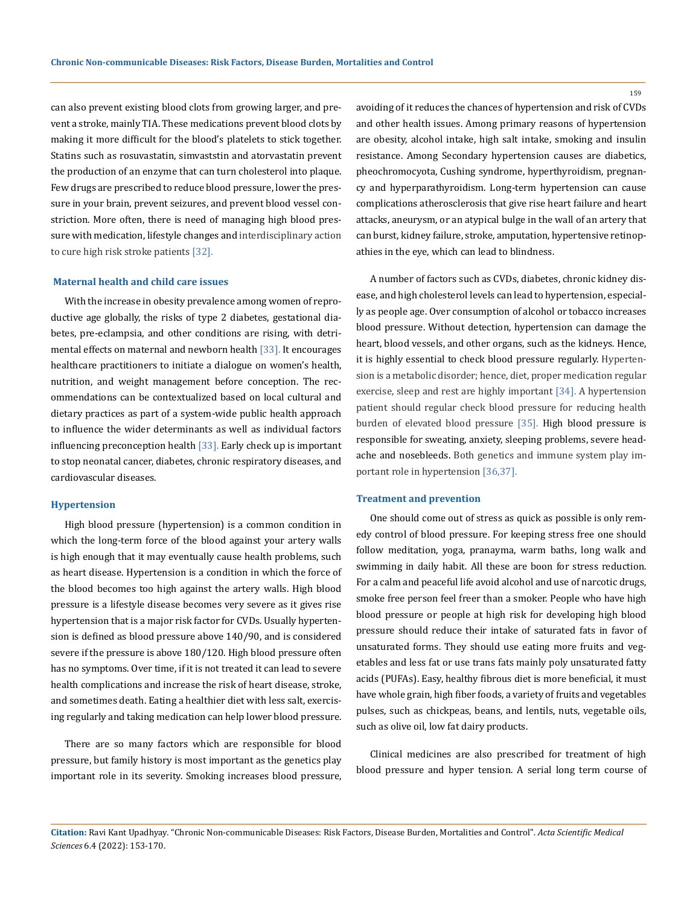can also prevent existing blood clots from growing larger, and prevent a stroke, mainly TIA. These medications prevent blood clots by making it more difficult for the blood's platelets to stick together. Statins such as rosuvastatin, simvaststin and atorvastatin prevent the production of an enzyme that can turn cholesterol into plaque. Few drugs are prescribed to reduce blood pressure, lower the pressure in your brain, prevent seizures, and prevent blood vessel constriction. More often, there is need of managing high blood pressure with medication, lifestyle changes and interdisciplinary action to cure high risk stroke patients [32].

### Maternal health and child care issues

With the increase in obesity prevalence among women of reproductive age globally, the risks of type 2 diabetes, gestational diabetes, pre-eclampsia, and other conditions are rising, with detrimental effects on maternal and newborn health [33]. It encourages healthcare practitioners to initiate a dialogue on women's health, nutrition, and weight management before conception. The recommendations can be contextualized based on local cultural and dietary practices as part of a system-wide public health approach to influence the wider determinants as well as individual factors influencing preconception health [33]. Early check up is important to stop neonatal cancer, diabetes, chronic respiratory diseases, and cardiovascular diseases.

### Hypertension

High blood pressure (hypertension) is a common condition in which the long-term force of the blood against your artery walls is high enough that it may eventually cause health problems, such as heart disease. Hypertension is a condition in which the force of the blood becomes too high against the artery walls. High blood pressure is a lifestyle disease becomes very severe as it gives rise hypertension that is a major risk factor for CVDs. Usually hypertension is defined as blood pressure above 140/90, and is considered severe if the pressure is above 180/120. High blood pressure often has no symptoms. Over time, if it is not treated it can lead to severe health complications and increase the risk of heart disease, stroke, and sometimes death. Eating a healthier diet with less salt, exercising regularly and taking medication can help lower blood pressure.

There are so many factors which are responsible for blood pressure, but family history is most important as the genetics play important role in its severity. Smoking increases blood pressure, avoiding of it reduces the chances of hypertension and risk of CVDs and other health issues. Among primary reasons of hypertension are obesity, alcohol intake, high salt intake, smoking and insulin resistance. Among Secondary hypertension causes are diabetics, pheochromocyota, Cushing syndrome, hyperthyroidism, pregnancy and hyperparathyroidism. Long-term hypertension can cause complications atherosclerosis that give rise heart failure and heart attacks, aneurysm, or an atypical bulge in the wall of an artery that can burst, kidney failure, stroke, amputation, hypertensive retinopathies in the eye, which can lead to blindness.

A number of factors such as CVDs, diabetes, chronic kidney disease, and high cholesterol levels can lead to hypertension, especially as people age. Over consumption of alcohol or tobacco increases blood pressure. Without detection, hypertension can damage the heart, blood vessels, and other organs, such as the kidneys. Hence, it is highly essential to check blood pressure regularly. Hypertension is a metabolic disorder; hence, diet, proper medication regular exercise, sleep and rest are highly important [34]. A hypertension patient should regular check blood pressure for reducing health burden of elevated blood pressure [35]. High blood pressure is responsible for sweating, anxiety, sleeping problems, severe headache and nosebleeds. Both genetics and immune system play important role in hypertension [36,37].

### Treatment and prevention

One should come out of stress as quick as possible is only remedy control of blood pressure. For keeping stress free one should follow meditation, yoga, pranayma, warm baths, long walk and swimming in daily habit. All these are boon for stress reduction. For a calm and peaceful life avoid alcohol and use of narcotic drugs, smoke free person feel freer than a smoker. People who have high blood pressure or people at high risk for developing high blood pressure should reduce their intake of saturated fats in favor of unsaturated forms. They should use eating more fruits and vegetables and less fat or use trans fats mainly poly unsaturated fatty acids (PUFAs). Easy, healthy fibrous diet is more beneficial, it must have whole grain, high fiber foods, a variety of fruits and vegetables pulses, such as chickpeas, beans, and lentils, nuts, vegetable oils, such as olive oil, low fat dairy products.

Clinical medicines are also prescribed for treatment of high blood pressure and hyper tension. A serial long term course of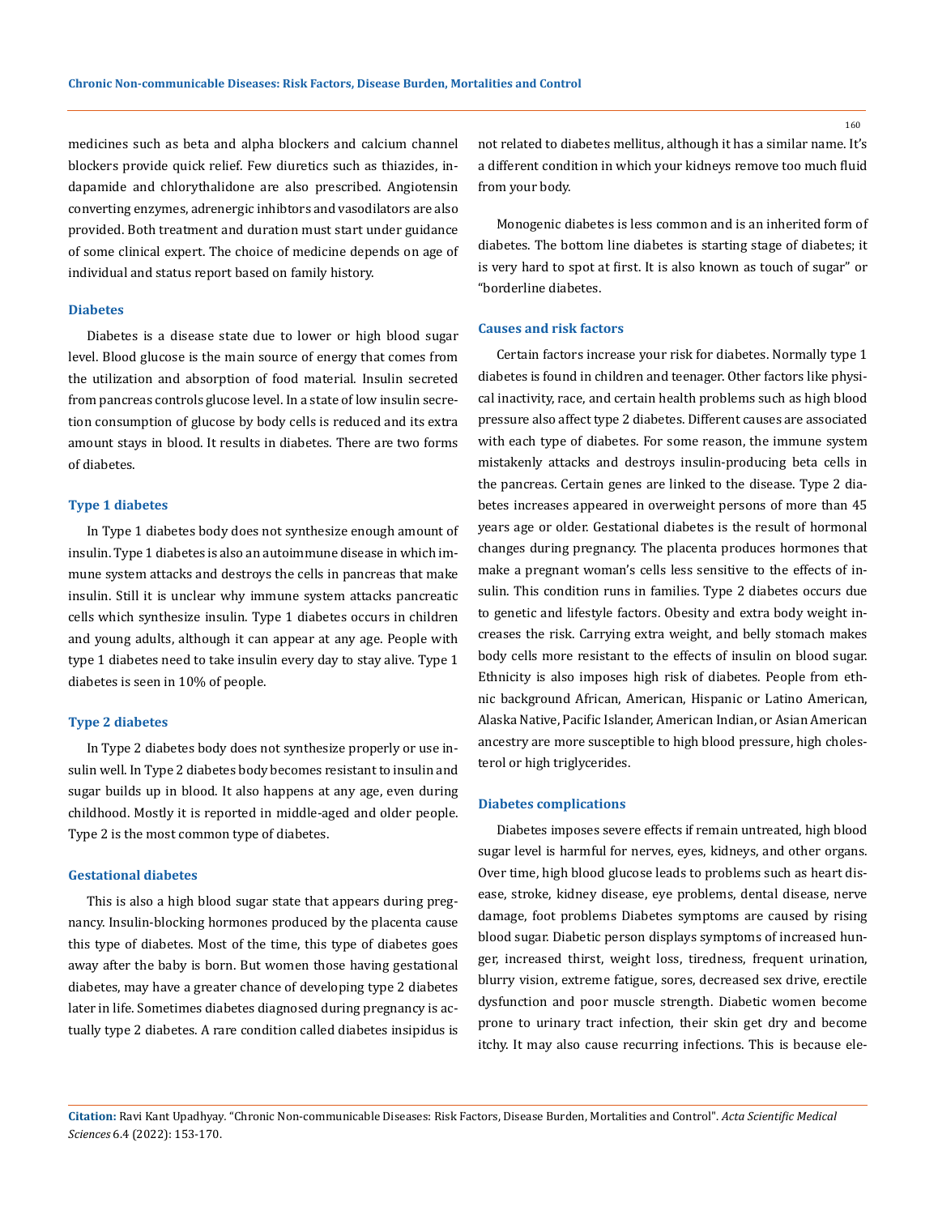medicines such as beta and alpha blockers and calcium channel blockers provide quick relief. Few diuretics such as thiazides, indapamide and chlorythalidone are also prescribed. Angiotensin converting enzymes, adrenergic inhibtors and vasodilators are also provided. Both treatment and duration must start under guidance of some clinical expert. The choice of medicine depends on age of individual and status report based on family history.

### Diabetes

Diabetes is a disease state due to lower or high blood sugar level. Blood glucose is the main source of energy that comes from the utilization and absorption of food material. Insulin secreted from pancreas controls glucose level. In a state of low insulin secretion consumption of glucose by body cells is reduced and its extra amount stays in blood. It results in diabetes. There are two forms of diabetes.

### Type 1 diabetes

In Type 1 diabetes body does not synthesize enough amount of insulin. Type 1 diabetes is also an autoimmune disease in which immune system attacks and destroys the cells in pancreas that make insulin. Still it is unclear why immune system attacks pancreatic cells which synthesize insulin. Type 1 diabetes occurs in children and young adults, although it can appear at any age. People with type 1 diabetes need to take insulin every day to stay alive. Type 1 diabetes is seen in 10% of people.

### Type 2 diabetes

In Type 2 diabetes body does not synthesize properly or use insulin well. In Type 2 diabetes body becomes resistant to insulin and sugar builds up in blood. It also happens at any age, even during childhood. Mostly it is reported in middle-aged and older people. Type 2 is the most common type of diabetes.

### Gestational diabetes

This is also a high blood sugar state that appears during pregnancy. Insulin-blocking hormones produced by the placenta cause this type of diabetes. Most of the time, this type of diabetes goes away after the baby is born. But women those having gestational diabetes, may have a greater chance of developing type 2 diabetes later in life. Sometimes diabetes diagnosed during pregnancy is actually type 2 diabetes. A rare condition called diabetes insipidus is not related to diabetes mellitus, although it has a similar name. It's a different condition in which your kidneys remove too much fluid from your body.

Monogenic diabetes is less common and is an inherited form of diabetes. The bottom line diabetes is starting stage of diabetes; it is very hard to spot at first. It is also known as touch of sugar" or "borderline diabetes.

### Causes and risk factors

Certain factors increase your risk for diabetes. Normally type 1 diabetes is found in children and teenager. Other factors like physical inactivity, race, and certain health problems such as high blood pressure also affect type 2 diabetes. Different causes are associated with each type of diabetes. For some reason, the immune system mistakenly attacks and destroys insulin-producing beta cells in the pancreas. Certain genes are linked to the disease. Type 2 diabetes increases appeared in overweight persons of more than 45 years age or older. Gestational diabetes is the result of hormonal changes during pregnancy. The placenta produces hormones that make a pregnant woman's cells less sensitive to the effects of insulin. This condition runs in families. Type 2 diabetes occurs due to genetic and lifestyle factors. Obesity and extra body weight increases the risk. Carrying extra weight, and belly stomach makes body cells more resistant to the effects of insulin on blood sugar. Ethnicity is also imposes high risk of diabetes. People from ethnic background African, American, Hispanic or Latino American, Alaska Native, Pacific Islander, American Indian, or Asian American ancestry are more susceptible to high blood pressure, high cholesterol or high triglycerides.

### Diabetes complications

Diabetes imposes severe effects if remain untreated, high blood sugar level is harmful for nerves, eyes, kidneys, and other organs. Over time, high blood glucose leads to problems such as heart disease, stroke, kidney disease, eye problems, dental disease, nerve damage, foot problems Diabetes symptoms are caused by rising blood sugar. Diabetic person displays symptoms of increased hunger, increased thirst, weight loss, tiredness, frequent urination, blurry vision, extreme fatigue, sores, decreased sex drive, erectile dysfunction and poor muscle strength. Diabetic women become prone to urinary tract infection, their skin get dry and become itchy. It may also cause recurring infections. This is because ele-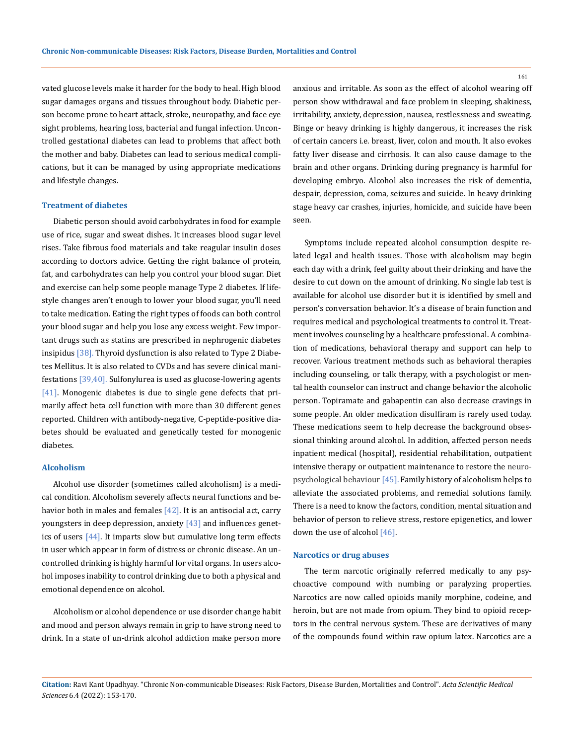vated glucose levels make it harder for the body to heal. High blood sugar damages organs and tissues throughout body. Diabetic person become prone to heart attack, stroke, neuropathy, and face eye sight problems, hearing loss, bacterial and fungal infection. Uncontrolled gestational diabetes can lead to problems that affect both the mother and baby. Diabetes can lead to serious medical complications, but it can be managed by using appropriate medications and lifestyle changes.

### Treatment of diabetes

Diabetic person should avoid carbohydrates in food for example use of rice, sugar and sweat dishes. It increases blood sugar level rises. Take fibrous food materials and take reagular insulin doses according to doctors advice. Getting the right balance of protein, fat, and carbohydrates can help you control your blood sugar. Diet and exercise can help some people manage Type 2 diabetes. If lifestyle changes aren't enough to lower your blood sugar, you'll need to take medication. Eating the right types of foods can both control your blood sugar and help you lose any excess weight. Few important drugs such as statins are prescribed in nephrogenic diabetes insipidus [38]. Thyroid dysfunction is also related to Type 2 Diabetes Mellitus. It is also related to CVDs and has severe clinical manifestations [39,40]. Sulfonylurea is used as glucose-lowering agents [41]. Monogenic diabetes is due to single gene defects that primarily affect beta cell function with more than 30 different genes reported. Children with antibody-negative, C-peptide-positive diabetes should be evaluated and genetically tested for monogenic diabetes.

### Alcoholism

Alcohol use disorder (sometimes called alcoholism) is a medical condition. Alcoholism severely affects neural functions and behavior both in males and females [42]. It is an antisocial act, carry youngsters in deep depression, anxiety [43] and influences genetics of users [44]. It imparts slow but cumulative long term effects in user which appear in form of distress or chronic disease. An uncontrolled drinking is highly harmful for vital organs. In users alcohol imposes inability to control drinking due to both a physical and emotional dependence on alcohol.

Alcoholism or alcohol dependence or use disorder change habit and mood and person always remain in grip to have strong need to drink. In a state of un-drink alcohol addiction make person more anxious and irritable. As soon as the effect of alcohol wearing off person show withdrawal and face problem in sleeping, shakiness, irritability, anxiety, depression, nausea, restlessness and sweating. Binge or heavy drinking is highly dangerous, it increases the risk of certain cancers i.e. breast, liver, colon and mouth. It also evokes fatty liver disease and cirrhosis. It can also cause damage to the brain and other organs. Drinking during pregnancy is harmful for developing embryo. Alcohol also increases the risk of dementia, despair, depression, coma, seizures and suicide. In heavy drinking stage heavy car crashes, injuries, homicide, and suicide have been seen.

Symptoms include repeated alcohol consumption despite related legal and health issues. Those with alcoholism may begin each day with a drink, feel guilty about their drinking and have the desire to cut down on the amount of drinking. No single lab test is available for alcohol use disorder but it is identified by smell and person's conversation behavior. It's a disease of brain function and requires medical and psychological treatments to control it. Treatment involves counseling by a healthcare professional. A combination of medications, behavioral therapy and support can help to recover. Various treatment methods such as behavioral therapies including **c**ounseling, or talk therapy, with a psychologist or mental health counselor can instruct and change behavior the alcoholic person. Topiramate and gabapentin can also decrease cravings in some people. An older medication disulfiram is rarely used today. These medications seem to help decrease the background obsessional thinking around alcohol. In addition, affected person needs inpatient medical (hospital), residential rehabilitation, outpatient intensive therapy or outpatient maintenance to restore the neuropsychological behaviour [45]. Family history of alcoholism helps to alleviate the associated problems, and remedial solutions family. There is a need to know the factors, condition, mental situation and behavior of person to relieve stress, restore epigenetics, and lower down the use of alcohol [46].

### Narcotics or drug abuses

The term narcotic originally referred medically to any psychoactive compound with numbing or paralyzing properties. Narcotics are now called opioids manily morphine, codeine, and heroin, but are not made from opium. They bind to opioid receptors in the central nervous system. These are derivatives of many of the compounds found within raw opium latex. Narcotics are a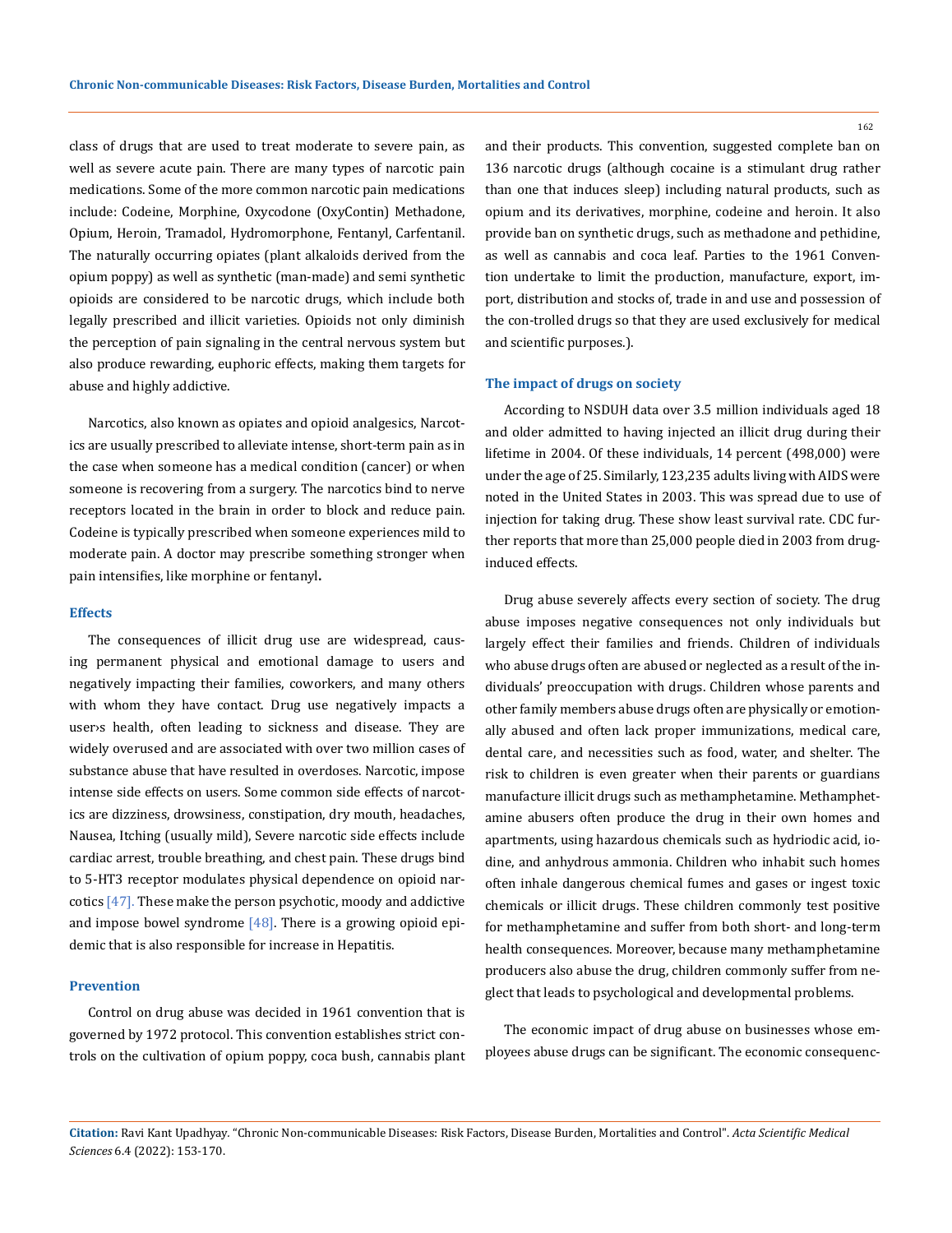class of drugs that are used to treat moderate to severe pain, as well as severe acute pain. There are many types of narcotic pain medications. Some of the more common narcotic pain medications include: Codeine, Morphine, Oxycodone (OxyContin) Methadone, Opium, Heroin, Tramadol, Hydromorphone, Fentanyl, Carfentanil. The naturally occurring opiates (plant alkaloids derived from the opium poppy) as well as synthetic (man-made) and semi synthetic opioids are considered to be narcotic drugs, which include both legally prescribed and illicit varieties. Opioids not only diminish the perception of pain signaling in the central nervous system but also produce rewarding, euphoric effects, making them targets for abuse and highly addictive.

Narcotics, also known as opiates and opioid analgesics, Narcotics are usually prescribed to alleviate intense, short-term pain as in the case when someone has a medical condition (cancer) or when someone is recovering from a surgery. The narcotics bind to nerve receptors located in the brain in order to block and reduce pain. Codeine is typically prescribed when someone experiences mild to moderate pain. A doctor may prescribe something stronger when pain intensifies, like morphine or fentanyl**.**

### Effects

The consequences of illicit drug use are widespread, causing permanent physical and emotional damage to users and negatively impacting their families, coworkers, and many others with whom they have contact. Drug use negatively impacts a user›s health, often leading to sickness and disease. They are widely overused and are associated with over two million cases of substance abuse that have resulted in overdoses. Narcotic, impose intense side effects on users. Some common side effects of narcotics are dizziness, drowsiness, constipation, dry mouth, headaches, Nausea, Itching (usually mild), Severe narcotic side effects include cardiac arrest, trouble breathing, and chest pain. These drugs bind to 5-HT3 receptor modulates physical dependence on opioid narcotics [47]. These make the person psychotic, moody and addictive and impose bowel syndrome [48]. There is a growing opioid epidemic that is also responsible for increase in Hepatitis.

### Prevention

Control on drug abuse was decided in 1961 convention that is governed by 1972 protocol. This convention establishes strict controls on the cultivation of opium poppy, coca bush, cannabis plant and their products. This convention, suggested complete ban on 136 narcotic drugs (although cocaine is a stimulant drug rather than one that induces sleep) including natural products, such as opium and its derivatives, morphine, codeine and heroin. It also provide ban on synthetic drugs, such as methadone and pethidine, as well as cannabis and coca leaf. Parties to the 1961 Convention undertake to limit the production, manufacture, export, import, distribution and stocks of, trade in and use and possession of the con-trolled drugs so that they are used exclusively for medical and scientific purposes.).

### The impact of drugs on society

According to NSDUH data over 3.5 million individuals aged 18 and older admitted to having injected an illicit drug during their lifetime in 2004. Of these individuals, 14 percent (498,000) were under the age of 25. Similarly, 123,235 adults living with AIDS were noted in the United States in 2003. This was spread due to use of injection for taking drug. These show least survival rate. CDC further reports that more than 25,000 people died in 2003 from drug-induced effects.

Drug abuse severely affects every section of society. The drug abuse imposes negative consequences not only individuals but largely effect their families and friends. Children of individuals who abuse drugs often are abused or neglected as a result of the individuals' preoccupation with drugs. Children whose parents and other family members abuse drugs often are physically or emotionally abused and often lack proper immunizations, medical care, dental care, and necessities such as food, water, and shelter. The risk to children is even greater when their parents or guardians manufacture illicit drugs such as methamphetamine. Methamphetamine abusers often produce the drug in their own homes and apartments, using hazardous chemicals such as hydriodic acid, iodine, and anhydrous ammonia. Children who inhabit such homes often inhale dangerous chemical fumes and gases or ingest toxic chemicals or illicit drugs. These children commonly test positive for methamphetamine and suffer from both short- and long-term health consequences. Moreover, because many methamphetamine producers also abuse the drug, children commonly suffer from neglect that leads to psychological and developmental problems.

The economic impact of drug abuse on businesses whose employees abuse drugs can be significant. The economic consequenc-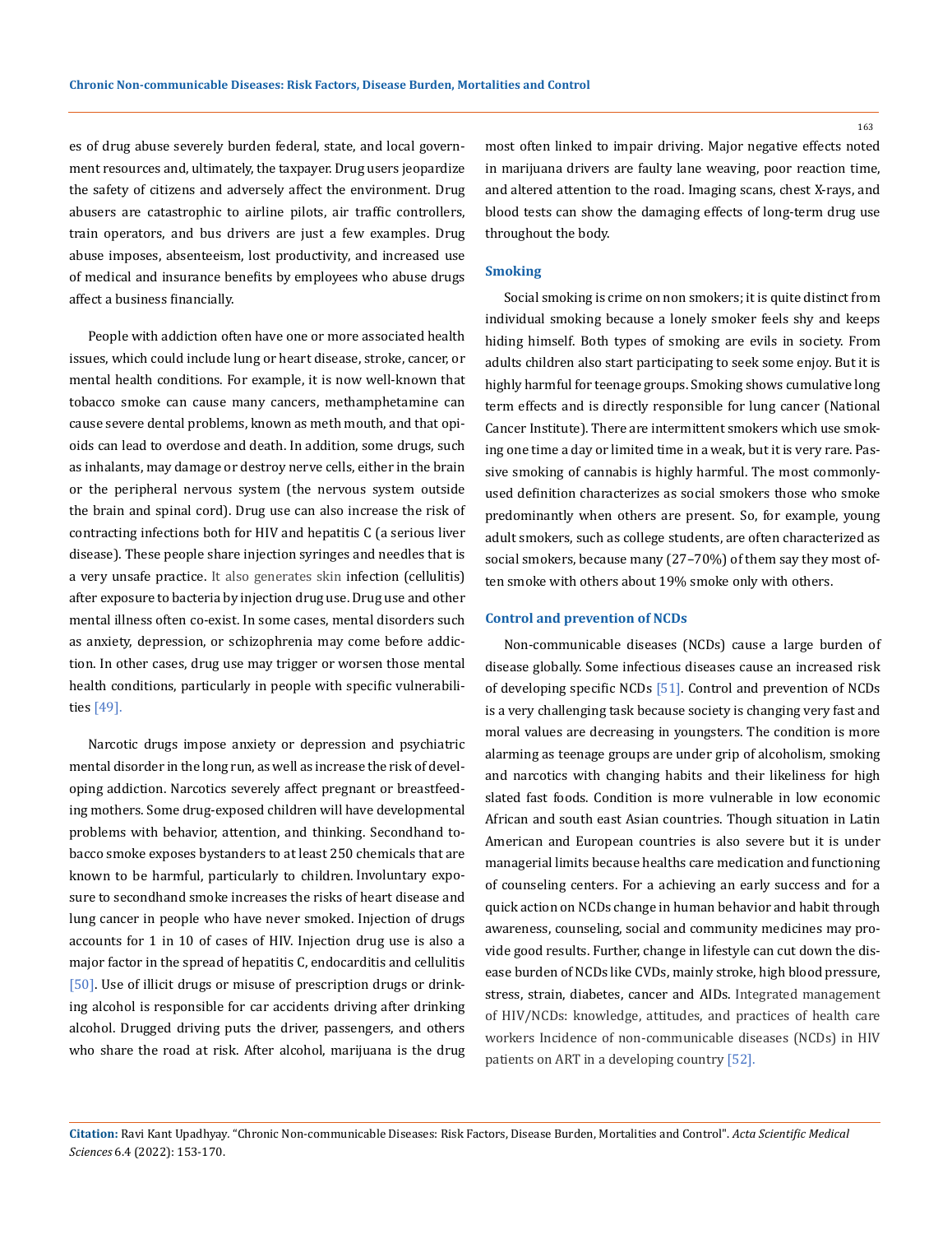es of drug abuse severely burden federal, state, and local government resources and, ultimately, the taxpayer. Drug users jeopardize the safety of citizens and adversely affect the environment. Drug abusers are catastrophic to airline pilots, air traffic controllers, train operators, and bus drivers are just a few examples. Drug abuse imposes, absenteeism, lost productivity, and increased use of medical and insurance benefits by employees who abuse drugs affect a business financially.

People with addiction often have one or more associated health issues, which could include lung or heart disease, stroke, cancer, or mental health conditions. For example, it is now well-known that tobacco smoke can cause many cancers, methamphetamine can cause severe dental problems, known as meth mouth, and that opioids can lead to overdose and death. In addition, some drugs, such as inhalants, may damage or destroy nerve cells, either in the brain or the peripheral nervous system (the nervous system outside the brain and spinal cord). Drug use can also increase the risk of contracting infections both for HIV and hepatitis C (a serious liver disease). These people share injection syringes and needles that is a very unsafe practice. It also generates skin infection (cellulitis) after exposure to bacteria by injection drug use. Drug use and other mental illness often co-exist. In some cases, mental disorders such as anxiety, depression, or schizophrenia may come before addiction. In other cases, drug use may trigger or worsen those mental health conditions, particularly in people with specific vulnerabilities [49].

Narcotic drugs impose anxiety or depression and psychiatric mental disorder in the long run, as well as increase the risk of developing addiction. Narcotics severely affect pregnant or breastfeeding mothers. Some drug-exposed children will have developmental problems with behavior, attention, and thinking. Secondhand tobacco smoke exposes bystanders to at least 250 chemicals that are known to be harmful, particularly to children. Involuntary exposure to secondhand smoke increases the risks of heart disease and lung cancer in people who have never smoked. Injection of drugs accounts for 1 in 10 of cases of HIV. Injection drug use is also a major factor in the spread of hepatitis C, endocarditis and cellulitis [50]. Use of illicit drugs or misuse of prescription drugs or drinking alcohol is responsible for car accidents driving after drinking alcohol. Drugged driving puts the driver, passengers, and others who share the road at risk. After alcohol, marijuana is the drug most often linked to impair driving. Major negative effects noted in marijuana drivers are faulty lane weaving, poor reaction time, and altered attention to the road. Imaging scans, chest X-rays, and blood tests can show the damaging effects of long-term drug use throughout the body.

### Smoking

Social smoking is crime on non smokers; it is quite distinct from individual smoking because a lonely smoker feels shy and keeps hiding himself. Both types of smoking are evils in society. From adults children also start participating to seek some enjoy. But it is highly harmful for teenage groups. Smoking shows cumulative long term effects and is directly responsible for lung cancer (National Cancer Institute). There are intermittent smokers which use smoking one time a day or limited time in a weak, but it is very rare. Passive smoking of cannabis is highly harmful. The most commonly-used definition characterizes as social smokers those who smoke predominantly when others are present. So, for example, young adult smokers, such as college students, are often characterized as social smokers, because many (27–70%) of them say they most often smoke with others about 19% smoke only with others.

### Control and prevention of NCDs

Non-communicable diseases (NCDs) cause a large burden of disease globally. Some infectious diseases cause an increased risk of developing specific NCDs [51]. Control and prevention of NCDs is a very challenging task because society is changing very fast and moral values are decreasing in youngsters. The condition is more alarming as teenage groups are under grip of alcoholism, smoking and narcotics with changing habits and their likeliness for high slated fast foods. Condition is more vulnerable in low economic African and south east Asian countries. Though situation in Latin American and European countries is also severe but it is under managerial limits because healths care medication and functioning of counseling centers. For a achieving an early success and for a quick action on NCDs change in human behavior and habit through awareness, counseling, social and community medicines may provide good results. Further, change in lifestyle can cut down the disease burden of NCDs like CVDs, mainly stroke, high blood pressure, stress, strain, diabetes, cancer and AIDs. Integrated management of HIV/NCDs: knowledge, attitudes, and practices of health care workers Incidence of non-communicable diseases (NCDs) in HIV patients on ART in a developing country [52].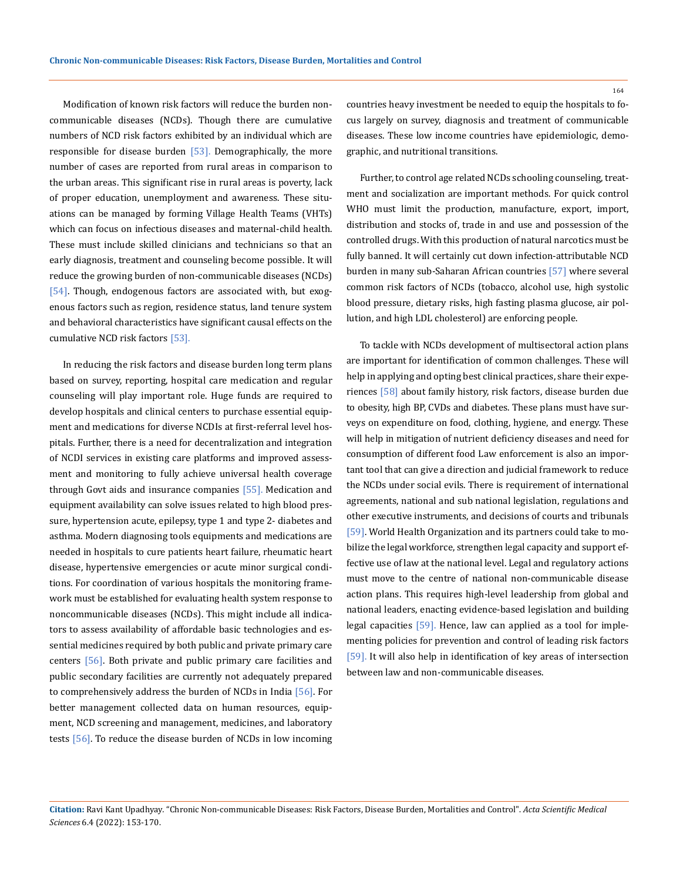Modification of known risk factors will reduce the burden noncommunicable diseases (NCDs). Though there are cumulative numbers of NCD risk factors exhibited by an individual which are responsible for disease burden [53]. Demographically, the more number of cases are reported from rural areas in comparison to the urban areas. This significant rise in rural areas is poverty, lack of proper education, unemployment and awareness. These situations can be managed by forming Village Health Teams (VHTs) which can focus on infectious diseases and maternal-child health. These must include skilled clinicians and technicians so that an early diagnosis, treatment and counseling become possible. It will reduce the growing burden of non-communicable diseases (NCDs) [54]. Though, endogenous factors are associated with, but exogenous factors such as region, residence status, land tenure system and behavioral characteristics have significant causal effects on the cumulative NCD risk factors [53].

In reducing the risk factors and disease burden long term plans based on survey, reporting, hospital care medication and regular counseling will play important role. Huge funds are required to develop hospitals and clinical centers to purchase essential equipment and medications for diverse NCDIs at first-referral level hospitals. Further, there is a need for decentralization and integration of NCDI services in existing care platforms and improved assessment and monitoring to fully achieve universal health coverage through Govt aids and insurance companies [55]. Medication and equipment availability can solve issues related to high blood pressure, hypertension acute, epilepsy, type 1 and type 2- diabetes and asthma. Modern diagnosing tools equipments and medications are needed in hospitals to cure patients heart failure, rheumatic heart disease, hypertensive emergencies or acute minor surgical conditions. For coordination of various hospitals the monitoring framework must be established for evaluating health system response to noncommunicable diseases (NCDs). This might include all indicators to assess availability of affordable basic technologies and essential medicines required by both public and private primary care centers [56]. Both private and public primary care facilities and public secondary facilities are currently not adequately prepared to comprehensively address the burden of NCDs in India [56]. For better management collected data on human resources, equipment, NCD screening and management, medicines, and laboratory tests [56]. To reduce the disease burden of NCDs in low incoming countries heavy investment be needed to equip the hospitals to focus largely on survey, diagnosis and treatment of communicable diseases. These low income countries have epidemiologic, demographic, and nutritional transitions.

Further, to control age related NCDs schooling counseling, treatment and socialization are important methods. For quick control WHO must limit the production, manufacture, export, import, distribution and stocks of, trade in and use and possession of the controlled drugs. With this production of natural narcotics must be fully banned. It will certainly cut down infection-attributable NCD burden in many sub-Saharan African countries [57] where several common risk factors of NCDs (tobacco, alcohol use, high systolic blood pressure, dietary risks, high fasting plasma glucose, air pollution, and high LDL cholesterol) are enforcing people.

To tackle with NCDs development of multisectoral action plans are important for identification of common challenges. These will help in applying and opting best clinical practices, share their experiences [58] about family history, risk factors, disease burden due to obesity, high BP, CVDs and diabetes. These plans must have surveys on expenditure on food, clothing, hygiene, and energy. These will help in mitigation of nutrient deficiency diseases and need for consumption of different food Law enforcement is also an important tool that can give a direction and judicial framework to reduce the NCDs under social evils. There is requirement of international agreements, national and sub national legislation, regulations and other executive instruments, and decisions of courts and tribunals [59]. World Health Organization and its partners could take to mobilize the legal workforce, strengthen legal capacity and support effective use of law at the national level. Legal and regulatory actions must move to the centre of national non-communicable disease action plans. This requires high-level leadership from global and national leaders, enacting evidence-based legislation and building legal capacities [59]. Hence, law can applied as a tool for implementing policies for prevention and control of leading risk factors [59]. It will also help in identification of key areas of intersection between law and non-communicable diseases.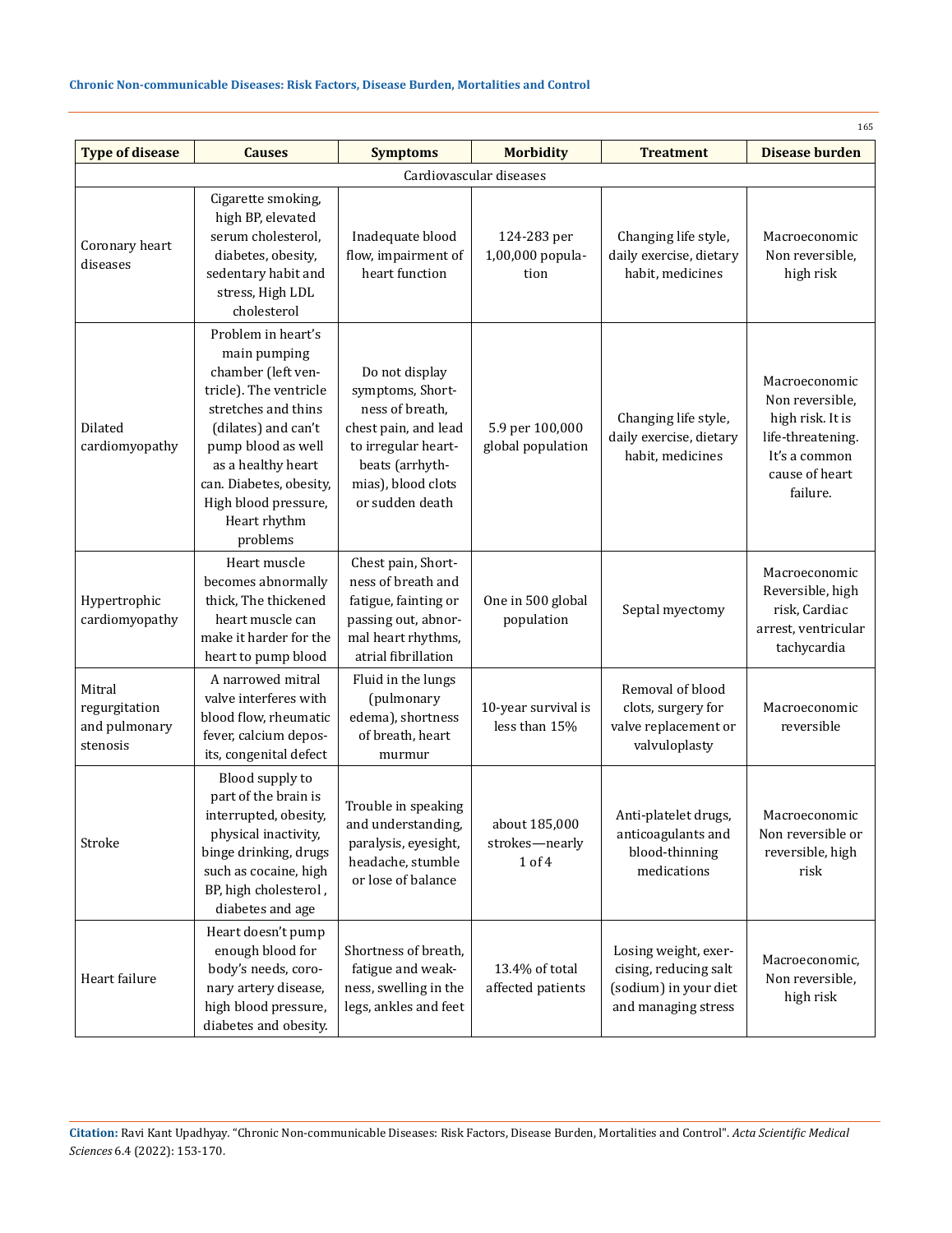| Type of disease | Causes | Symptoms | Morbidity | Treatment | Disease burden |
|---|---|---|---|---|---|
| Cardiovascular diseases | | | | | |
| Coronary heart diseases | Cigarette smoking, high BP, elevated serum cholesterol, diabetes, obesity, sedentary habit and stress, High LDL cholesterol | Inadequate blood flow, impairment of heart function | 124-283 per 1,00,000 population | Changing life style, daily exercise, dietary habit, medicines | Macroeconomic Non reversible, high risk |
| Dilated cardiomyopathy | Problem in heart's main pumping chamber (left ventricle). The ventricle stretches and thins (dilates) and can't pump blood as well as a healthy heart can. Diabetes, obesity, High blood pressure, Heart rhythm problems | Do not display symptoms, Shortness of breath, chest pain, and lead to irregular heartbeats (arrhythmias), blood clots or sudden death | 5.9 per 100,000 global population | Changing life style, daily exercise, dietary habit, medicines | Macroeconomic Non reversible, high risk. It is life-threatening. It's a common cause of heart failure. |
| Hypertrophic cardiomyopathy | Heart muscle becomes abnormally thick, The thickened heart muscle can make it harder for the heart to pump blood | Chest pain, Shortness of breath and fatigue, fainting or passing out, abnormal heart rhythms, atrial fibrillation | One in 500 global population | Septal myectomy | Macroeconomic Reversible, high risk, Cardiac arrest, ventricular tachycardia |
| Mitral regurgitation and pulmonary stenosis | A narrowed mitral valve interferes with blood flow, rheumatic fever, calcium deposits, congenital defect | Fluid in the lungs (pulmonary edema), shortness of breath, heart murmur | 10-year survival is less than 15% | Removal of blood clots, surgery for valve replacement or valvuloplasty | Macroeconomic reversible |
| Stroke | Blood supply to part of the brain is interrupted, obesity, physical inactivity, binge drinking, drugs such as cocaine, high BP, high cholesterol , diabetes and age | Trouble in speaking and understanding, paralysis, eyesight, headache, stumble or lose of balance | about 185,000 strokes—nearly 1 of 4 | Anti-platelet drugs, anticoagulants and blood-thinning medications | Macroeconomic Non reversible or reversible, high risk |
| Heart failure | Heart doesn't pump enough blood for body's needs, coronary artery disease, high blood pressure, diabetes and obesity. | Shortness of breath, fatigue and weakness, swelling in the legs, ankles and feet | 13.4% of total affected patients | Losing weight, exercising, reducing salt (sodium) in your diet and managing stress | Macroeconomic, Non reversible, high risk |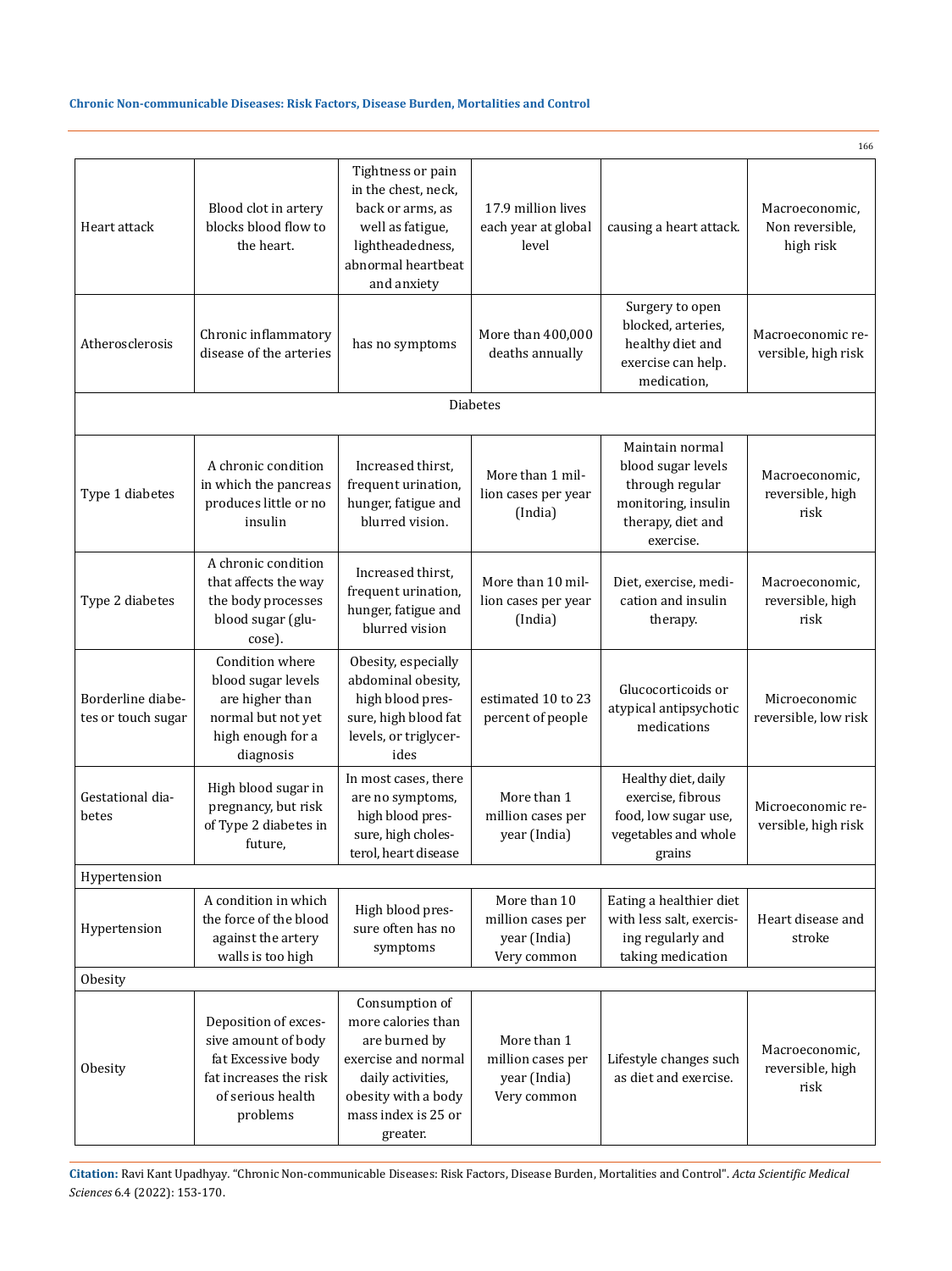| Heart attack | Blood clot in artery blocks blood flow to the heart. | Tightness or pain in the chest, neck, back or arms, as well as fatigue, lightheadedness, abnormal heartbeat and anxiety | 17.9 million lives each year at global level | causing a heart attack. | Macroeconomic, Non reversible, high risk |
|---|---|---|---|---|---|
| Atherosclerosis | Chronic inflammatory disease of the arteries | has no symptoms | More than 400,000 deaths annually | Surgery to open blocked, arteries, healthy diet and exercise can help. medication, | Macroeconomic reversible, high risk |
| Diabetes | | | | | |
| Type 1 diabetes | A chronic condition in which the pancreas produces little or no insulin | Increased thirst, frequent urination, hunger, fatigue and blurred vision. | More than 1 million cases per year (India) | Maintain normal blood sugar levels through regular monitoring, insulin therapy, diet and exercise. | Macroeconomic, reversible, high risk |
| Type 2 diabetes | A chronic condition that affects the way the body processes blood sugar (glucose). | Increased thirst, frequent urination, hunger, fatigue and blurred vision | More than 10 million cases per year (India) | Diet, exercise, medication and insulin therapy. | Macroeconomic, reversible, high risk |
| Borderline diabetes or touch sugar | Condition where blood sugar levels are higher than normal but not yet high enough for a diagnosis | Obesity, especially abdominal obesity, high blood pressure, high blood fat levels, or triglycerides | estimated 10 to 23 percent of people | Glucocorticoids or atypical antipsychotic medications | Microeconomic reversible, low risk |
| Gestational diabetes | High blood sugar in pregnancy, but risk of Type 2 diabetes in future, | In most cases, there are no symptoms, high blood pressure, high cholesterol, heart disease | More than 1 million cases per year (India) | Healthy diet, daily exercise, fibrous food, low sugar use, vegetables and whole grains | Microeconomic reversible, high risk |
| Hypertension | | | | | |
| Hypertension | A condition in which the force of the blood against the artery walls is too high | High blood pressure often has no symptoms | More than 10 million cases per year (India) Very common | Eating a healthier diet with less salt, exercising regularly and taking medication | Heart disease and stroke |
| Obesity | | | | | |
| Obesity | Deposition of excessive amount of body fat Excessive body fat increases the risk of serious health problems | Consumption of more calories than are burned by exercise and normal daily activities, obesity with a body mass index is 25 or greater. | More than 1 million cases per year (India) Very common | Lifestyle changes such as diet and exercise. | Macroeconomic, reversible, high risk |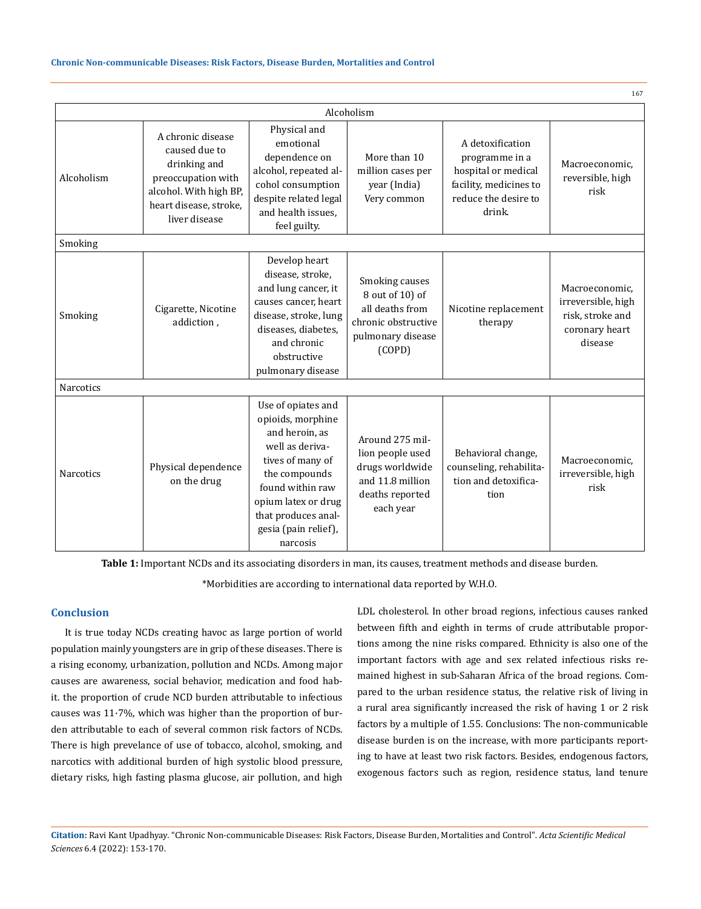| Alcoholism | | | | | |
|---|---|---|---|---|---|
| Alcoholism | A chronic disease caused due to drinking and preoccupation with alcohol. With high BP, heart disease, stroke, liver disease | Physical and emotional dependence on alcohol, repeated alcohol consumption despite related legal and health issues, feel guilty. | More than 10 million cases per year (India) Very common | A detoxification programme in a hospital or medical facility, medicines to reduce the desire to drink. | Macroeconomic, reversible, high risk |
| Smoking | | | | | |
| Smoking | Cigarette, Nicotine addiction , | Develop heart disease, stroke, and lung cancer, it causes cancer, heart disease, stroke, lung diseases, diabetes, and chronic obstructive pulmonary disease | Smoking causes 8 out of 10) of all deaths from chronic obstructive pulmonary disease (COPD) | Nicotine replacement therapy | Macroeconomic, irreversible, high risk, stroke and coronary heart disease |
| Narcotics | | | | | |
| Narcotics | Physical dependence on the drug | Use of opiates and opioids, morphine and heroin, as well as derivatives of many of the compounds found within raw opium latex or drug that produces analgesia (pain relief), narcosis | Around 275 million people used drugs worldwide and 11.8 million deaths reported each year | Behavioral change, counseling, rehabilitation and detoxification | Macroeconomic, irreversible, high risk |

**Table 1:** Important NCDs and its associating disorders in man, its causes, treatment methods and disease burden.

*Morbidities are according to international data reported by W.H.O.

## Conclusion

It is true today NCDs creating havoc as large portion of world population mainly youngsters are in grip of these diseases. There is a rising economy, urbanization, pollution and NCDs. Among major causes are awareness, social behavior, medication and food habit. the proportion of crude NCD burden attributable to infectious causes was 11·7%, which was higher than the proportion of burden attributable to each of several common risk factors of NCDs. There is high prevelance of use of tobacco, alcohol, smoking, and narcotics with additional burden of high systolic blood pressure, dietary risks, high fasting plasma glucose, air pollution, and high LDL cholesterol. In other broad regions, infectious causes ranked between fifth and eighth in terms of crude attributable proportions among the nine risks compared. Ethnicity is also one of the important factors with age and sex related infectious risks remained highest in sub-Saharan Africa of the broad regions. Compared to the urban residence status, the relative risk of living in a rural area significantly increased the risk of having 1 or 2 risk factors by a multiple of 1.55. Conclusions: The non-communicable disease burden is on the increase, with more participants reporting to have at least two risk factors. Besides, endogenous factors, exogenous factors such as region, residence status, land tenure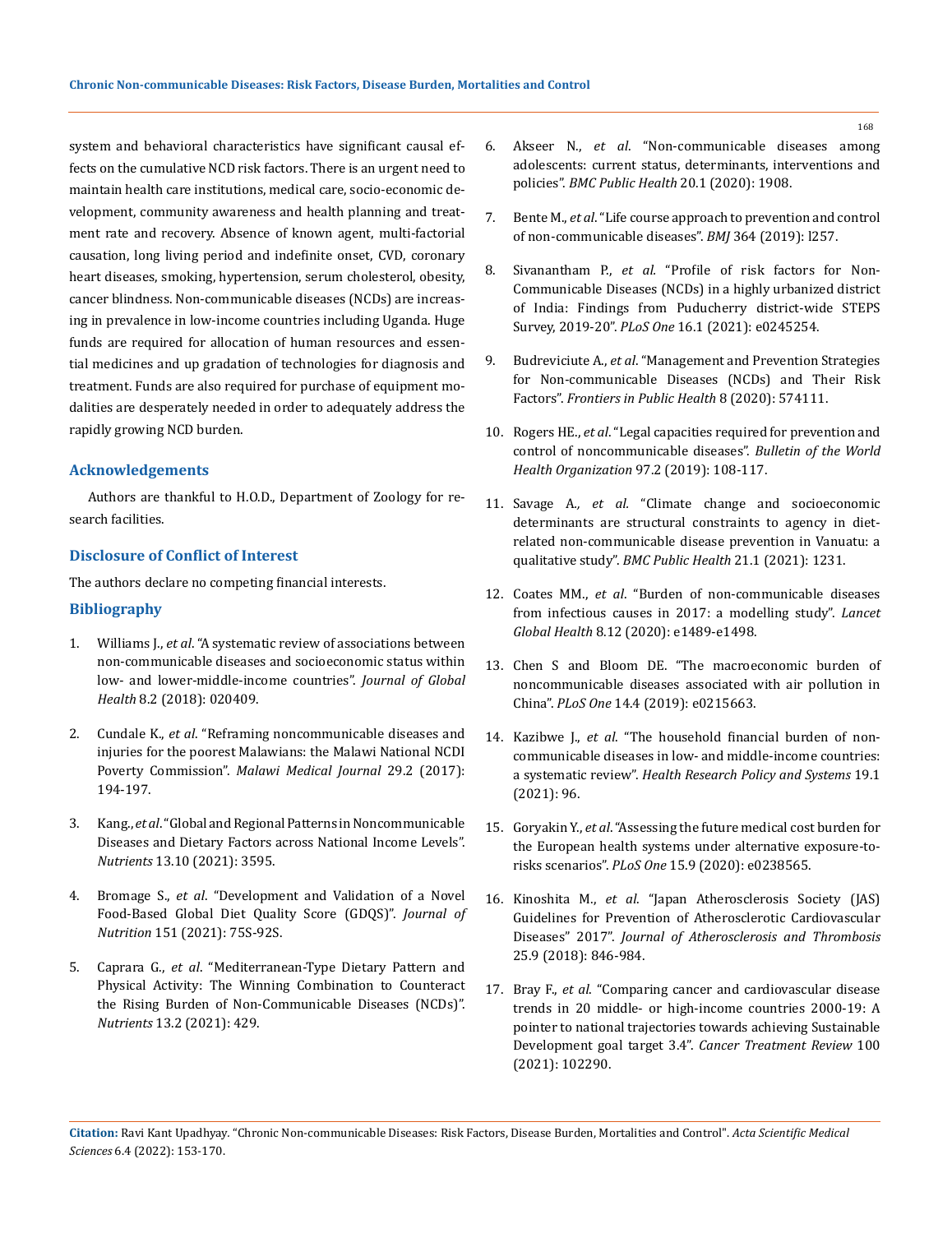system and behavioral characteristics have significant causal effects on the cumulative NCD risk factors. There is an urgent need to maintain health care institutions, medical care, socio-economic development, community awareness and health planning and treatment rate and recovery. Absence of known agent, multi-factorial causation, long living period and indefinite onset, CVD, coronary heart diseases, smoking, hypertension, serum cholesterol, obesity, cancer blindness. Non-communicable diseases (NCDs) are increasing in prevalence in low-income countries including Uganda. Huge funds are required for allocation of human resources and essential medicines and up gradation of technologies for diagnosis and treatment. Funds are also required for purchase of equipment modalities are desperately needed in order to adequately address the rapidly growing NCD burden.

## Acknowledgements

Authors are thankful to H.O.D., Department of Zoology for research facilities.

## Disclosure of Conflict of Interest

The authors declare no competing financial interests.

## Bibliography

1. Williams J., *et al*. "A systematic review of associations between non-communicable diseases and socioeconomic status within low- and lower-middle-income countries". *Journal of Global Health* 8.2 (2018): 020409.
2. Cundale K., *et al*. "Reframing noncommunicable diseases and injuries for the poorest Malawians: the Malawi National NCDI Poverty Commission". *Malawi Medical Journal* 29.2 (2017): 194-197.
3. Kang., *et al*. "Global and Regional Patterns in Noncommunicable Diseases and Dietary Factors across National Income Levels". *Nutrients* 13.10 (2021): 3595.
4. Bromage S., *et al*. "Development and Validation of a Novel Food-Based Global Diet Quality Score (GDQS)". *Journal of Nutrition* 151 (2021): 75S-92S.
5. Caprara G., *et al*. "Mediterranean-Type Dietary Pattern and Physical Activity: The Winning Combination to Counteract the Rising Burden of Non-Communicable Diseases (NCDs)". *Nutrients* 13.2 (2021): 429.
6. Akseer N., *et al*. "Non-communicable diseases among adolescents: current status, determinants, interventions and policies". *BMC Public Health* 20.1 (2020): 1908.
7. Bente M., *et al*. "Life course approach to prevention and control of non-communicable diseases". *BMJ* 364 (2019): l257.
8. Sivanantham P., *et al*. "Profile of risk factors for Non-Communicable Diseases (NCDs) in a highly urbanized district of India: Findings from Puducherry district-wide STEPS Survey, 2019-20". *PLoS One* 16.1 (2021): e0245254.
9. Budreviciute A., *et al*. "Management and Prevention Strategies for Non-communicable Diseases (NCDs) and Their Risk Factors". *Frontiers in Public Health* 8 (2020): 574111.
10. Rogers HE., *et al*. "Legal capacities required for prevention and control of noncommunicable diseases". *Bulletin of the World Health Organization* 97.2 (2019): 108-117.
11. Savage A., *et al*. "Climate change and socioeconomic determinants are structural constraints to agency in diet-related non-communicable disease prevention in Vanuatu: a qualitative study". *BMC Public Health* 21.1 (2021): 1231.
12. Coates MM., *et al*. "Burden of non-communicable diseases from infectious causes in 2017: a modelling study". *Lancet Global Health* 8.12 (2020): e1489-e1498.
13. Chen S and Bloom DE. "The macroeconomic burden of noncommunicable diseases associated with air pollution in China". *PLoS One* 14.4 (2019): e0215663.
14. Kazibwe J., *et al*. "The household financial burden of non-communicable diseases in low- and middle-income countries: a systematic review". *Health Research Policy and Systems* 19.1 (2021): 96.
15. Goryakin Y., *et al*. "Assessing the future medical cost burden for the European health systems under alternative exposure-to-risks scenarios". *PLoS One* 15.9 (2020): e0238565.
16. Kinoshita M., *et al*. "Japan Atherosclerosis Society (JAS) Guidelines for Prevention of Atherosclerotic Cardiovascular Diseases" 2017". *Journal of Atherosclerosis and Thrombosis* 25.9 (2018): 846-984.
17. Bray F., *et al*. "Comparing cancer and cardiovascular disease trends in 20 middle- or high-income countries 2000-19: A pointer to national trajectories towards achieving Sustainable Development goal target 3.4". *Cancer Treatment Review* 100 (2021): 102290.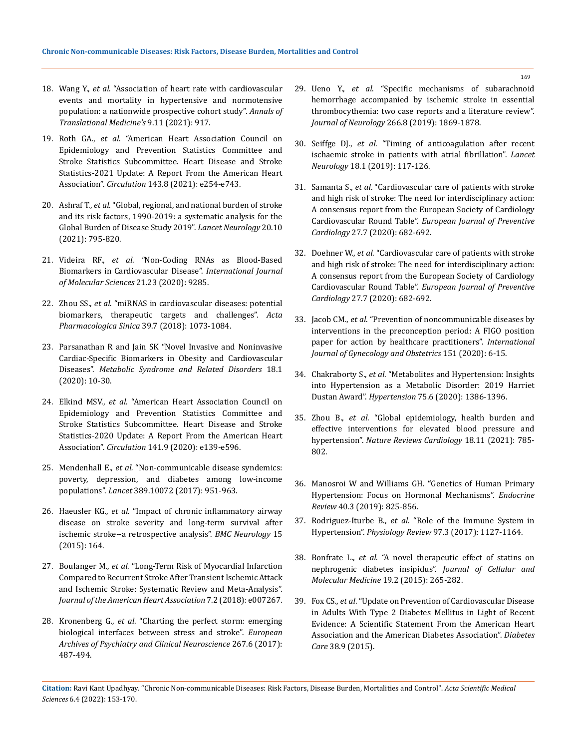18. Wang Y., *et al*. "Association of heart rate with cardiovascular events and mortality in hypertensive and normotensive population: a nationwide prospective cohort study". *Annals of Translational Medicine's* 9.11 (2021): 917.
19. Roth GA., *et al*. "American Heart Association Council on Epidemiology and Prevention Statistics Committee and Stroke Statistics Subcommittee. Heart Disease and Stroke Statistics-2021 Update: A Report From the American Heart Association". *Circulation* 143.8 (2021): e254-e743.
20. Ashraf T., *et al*. "Global, regional, and national burden of stroke and its risk factors, 1990-2019: a systematic analysis for the Global Burden of Disease Study 2019". *Lancet Neurology* 20.10 (2021): 795-820.
21. Videira RF., *et al*. "Non-Coding RNAs as Blood-Based Biomarkers in Cardiovascular Disease". *International Journal of Molecular Sciences* 21.23 (2020): 9285.
22. Zhou SS., *et al*. "miRNAS in cardiovascular diseases: potential biomarkers, therapeutic targets and challenges". *Acta Pharmacologica Sinica* 39.7 (2018): 1073-1084.
23. Parsanathan R and Jain SK "Novel Invasive and Noninvasive Cardiac-Specific Biomarkers in Obesity and Cardiovascular Diseases". *Metabolic Syndrome and Related Disorders* 18.1 (2020): 10-30.
24. Elkind MSV., *et al*. "American Heart Association Council on Epidemiology and Prevention Statistics Committee and Stroke Statistics Subcommittee. Heart Disease and Stroke Statistics-2020 Update: A Report From the American Heart Association". *Circulation* 141.9 (2020): e139-e596.
25. Mendenhall E., *et al*. "Non-communicable disease syndemics: poverty, depression, and diabetes among low-income populations". *Lancet* 389.10072 (2017): 951-963.
26. Haeusler KG., *et al*. "Impact of chronic inflammatory airway disease on stroke severity and long-term survival after ischemic stroke--a retrospective analysis". *BMC Neurology* 15 (2015): 164.
27. Boulanger M., *et al*. "Long-Term Risk of Myocardial Infarction Compared to Recurrent Stroke After Transient Ischemic Attack and Ischemic Stroke: Systematic Review and Meta-Analysis". *Journal of the American Heart Association* 7.2 (2018): e007267.
28. Kronenberg G., *et al*. "Charting the perfect storm: emerging biological interfaces between stress and stroke". *European Archives of Psychiatry and Clinical Neuroscience* 267.6 (2017): 487-494.
29. Ueno Y., *et al*. "Specific mechanisms of subarachnoid hemorrhage accompanied by ischemic stroke in essential thrombocythemia: two case reports and a literature review". *Journal of Neurology* 266.8 (2019): 1869-1878.
30. Seiffge DJ., *et al*. "Timing of anticoagulation after recent ischaemic stroke in patients with atrial fibrillation". *Lancet Neurology* 18.1 (2019): 117-126.
31. Samanta S., *et al*. "Cardiovascular care of patients with stroke and high risk of stroke: The need for interdisciplinary action: A consensus report from the European Society of Cardiology Cardiovascular Round Table". *European Journal of Preventive Cardiology* 27.7 (2020): 682-692.
32. Doehner W., *et al*. "Cardiovascular care of patients with stroke and high risk of stroke: The need for interdisciplinary action: A consensus report from the European Society of Cardiology Cardiovascular Round Table". *European Journal of Preventive Cardiology* 27.7 (2020): 682-692.
33. Jacob CM., *et al*. "Prevention of noncommunicable diseases by interventions in the preconception period: A FIGO position paper for action by healthcare practitioners". *International Journal of Gynecology and Obstetrics* 151 (2020): 6-15.
34. Chakraborty S., *et al*. "Metabolites and Hypertension: Insights into Hypertension as a Metabolic Disorder: 2019 Harriet Dustan Award". *Hypertension* 75.6 (2020): 1386-1396.
35. Zhou B., *et al*. "Global epidemiology, health burden and effective interventions for elevated blood pressure and hypertension". *Nature Reviews Cardiology* 18.11 (2021): 785-802.
36. Manosroi W and Williams GH. "Genetics of Human Primary Hypertension: Focus on Hormonal Mechanisms". *Endocrine Review* 40.3 (2019): 825-856.
37. Rodriguez-Iturbe B., *et al*. "Role of the Immune System in Hypertension". *Physiology Review* 97.3 (2017): 1127-1164.
38. Bonfrate L., *et al*. "A novel therapeutic effect of statins on nephrogenic diabetes insipidus". *Journal of Cellular and Molecular Medicine* 19.2 (2015): 265-282.
39. Fox CS., *et al*. "Update on Prevention of Cardiovascular Disease in Adults With Type 2 Diabetes Mellitus in Light of Recent Evidence: A Scientific Statement From the American Heart Association and the American Diabetes Association". *Diabetes Care* 38.9 (2015).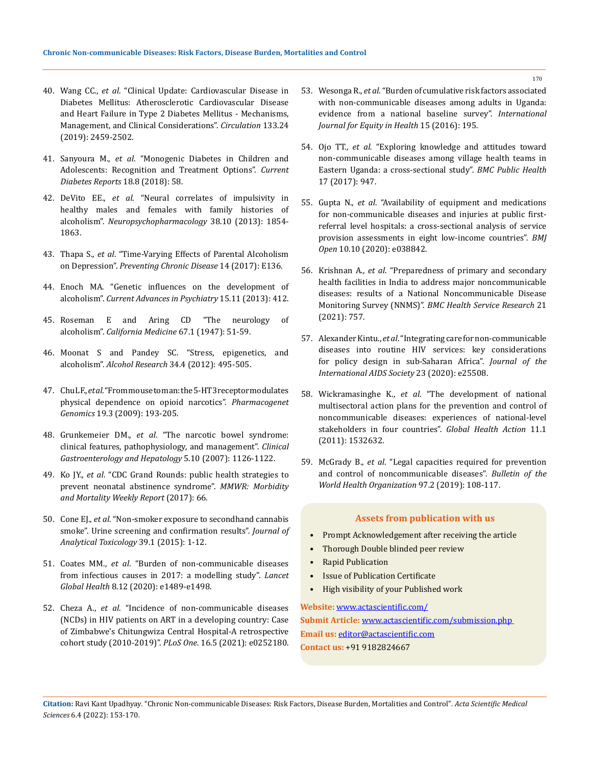40. Wang CC., *et al*. "Clinical Update: Cardiovascular Disease in Diabetes Mellitus: Atherosclerotic Cardiovascular Disease and Heart Failure in Type 2 Diabetes Mellitus - Mechanisms, Management, and Clinical Considerations". *Circulation* 133.24 (2019): 2459-2502.
41. Sanyoura M., *et al*. "Monogenic Diabetes in Children and Adolescents: Recognition and Treatment Options". *Current Diabetes Reports* 18.8 (2018): 58.
42. DeVito EE., *et al*. "Neural correlates of impulsivity in healthy males and females with family histories of alcoholism". *Neuropsychopharmacology* 38.10 (2013): 1854-1863.
43. Thapa S., *et al*. "Time-Varying Effects of Parental Alcoholism on Depression". *Preventing Chronic Disease* 14 (2017): E136.
44. Enoch MA. "Genetic influences on the development of alcoholism". *Current Advances in Psychiatry* 15.11 (2013): 412.
45. Roseman E and Aring CD "The neurology of alcoholism". *California Medicine* 67.1 (1947): 51-59.
46. Moonat S and Pandey SC. "Stress, epigenetics, and alcoholism". *Alcohol Research* 34.4 (2012): 495-505.
47. Chu LF., *et al*. "From mouse to man: the 5-HT3 receptor modulates physical dependence on opioid narcotics". *Pharmacogenet Genomics* 19.3 (2009): 193-205.
48. Grunkemeier DM., *et al*. "The narcotic bowel syndrome: clinical features, pathophysiology, and management". *Clinical Gastroenterology and Hepatology* 5.10 (2007): 1126-1122.
49. Ko JY., *et al*. "CDC Grand Rounds: public health strategies to prevent neonatal abstinence syndrome". *MMWR: Morbidity and Mortality Weekly Report* (2017): 66.
50. Cone EJ., *et al*. "Non-smoker exposure to secondhand cannabis smoke". Urine screening and confirmation results". *Journal of Analytical Toxicology* 39.1 (2015): 1-12.
51. Coates MM., *et al*. "Burden of non-communicable diseases from infectious causes in 2017: a modelling study". *Lancet Global Health* 8.12 (2020): e1489-e1498.
52. Cheza A., *et al*. "Incidence of non-communicable diseases (NCDs) in HIV patients on ART in a developing country: Case of Zimbabwe's Chitungwiza Central Hospital-A retrospective cohort study (2010-2019)". *PLoS One*. 16.5 (2021): e0252180.
53. Wesonga R., *et al*. "Burden of cumulative risk factors associated with non-communicable diseases among adults in Uganda: evidence from a national baseline survey". *International Journal for Equity in Health* 15 (2016): 195.
54. Ojo TT., *et al*. "Exploring knowledge and attitudes toward non-communicable diseases among village health teams in Eastern Uganda: a cross-sectional study". *BMC Public Health* 17 (2017): 947.
55. Gupta N., *et al*. "Availability of equipment and medications for non-communicable diseases and injuries at public first-referral level hospitals: a cross-sectional analysis of service provision assessments in eight low-income countries". *BMJ Open* 10.10 (2020): e038842.
56. Krishnan A., *et al*. "Preparedness of primary and secondary health facilities in India to address major noncommunicable diseases: results of a National Noncommunicable Disease Monitoring Survey (NNMS)". *BMC Health Service Research* 21 (2021): 757.
57. Alexander Kintu., *et al*. "Integrating care for non-communicable diseases into routine HIV services: key considerations for policy design in sub-Saharan Africa". *Journal of the International AIDS Society* 23 (2020): e25508.
58. Wickramasinghe K., *et al*. "The development of national multisectoral action plans for the prevention and control of noncommunicable diseases: experiences of national-level stakeholders in four countries". *Global Health Action* 11.1 (2011): 1532632.
59. McGrady B., *et al*. "Legal capacities required for prevention and control of noncommunicable diseases". *Bulletin of the World Health Organization* 97.2 (2019): 108-117.

**Assets from publication with us**

- Prompt Acknowledgement after receiving the article
- Thorough Double blinded peer review
- Rapid Publication
- Issue of Publication Certificate
- High visibility of your Published work

**Website:** www.actascientific.com/
**Submit Article:** www.actascientific.com/submission.php
**Email us:** editor@actascientific.com
**Contact us:** +91 9182824667